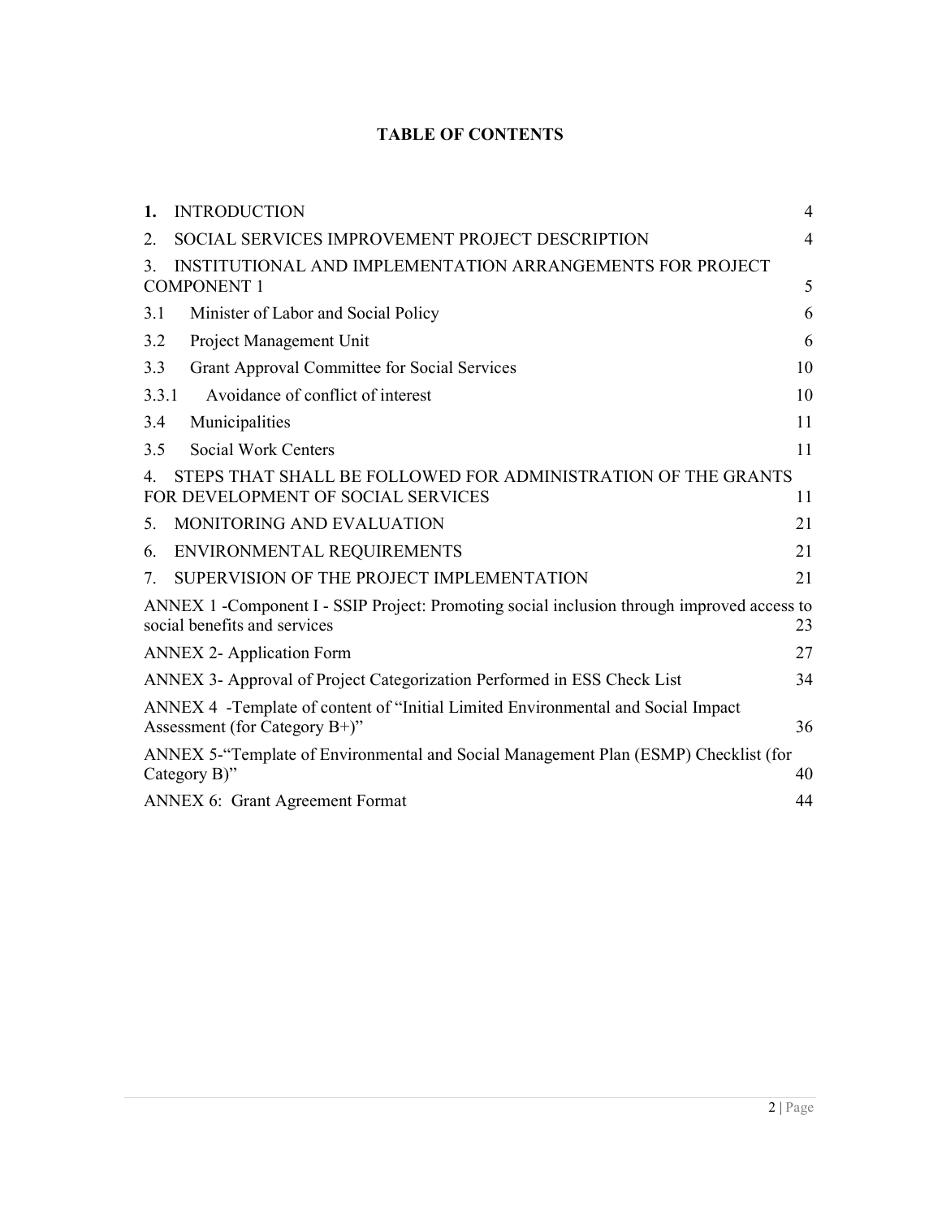# TABLE OF CONTENTS

| | |
|---|---|
| **1.** INTRODUCTION | 4 |
| 2. SOCIAL SERVICES IMPROVEMENT PROJECT DESCRIPTION | 4 |
| 3. INSTITUTIONAL AND IMPLEMENTATION ARRANGEMENTS FOR PROJECT COMPONENT 1 | 5 |
| 3.1 Minister of Labor and Social Policy | 6 |
| 3.2 Project Management Unit | 6 |
| 3.3 Grant Approval Committee for Social Services | 10 |
| 3.3.1 Avoidance of conflict of interest | 10 |
| 3.4 Municipalities | 11 |
| 3.5 Social Work Centers | 11 |
| 4. STEPS THAT SHALL BE FOLLOWED FOR ADMINISTRATION OF THE GRANTS FOR DEVELOPMENT OF SOCIAL SERVICES | 11 |
| 5. MONITORING AND EVALUATION | 21 |
| 6. ENVIRONMENTAL REQUIREMENTS | 21 |
| 7. SUPERVISION OF THE PROJECT IMPLEMENTATION | 21 |
| ANNEX 1 -Component I - SSIP Project: Promoting social inclusion through improved access to social benefits and services | 23 |
| ANNEX 2- Application Form | 27 |
| ANNEX 3- Approval of Project Categorization Performed in ESS Check List | 34 |
| ANNEX 4 -Template of content of "Initial Limited Environmental and Social Impact Assessment (for Category B+)" | 36 |
| ANNEX 5-"Template of Environmental and Social Management Plan (ESMP) Checklist (for Category B)" | 40 |
| ANNEX 6: Grant Agreement Format | 44 |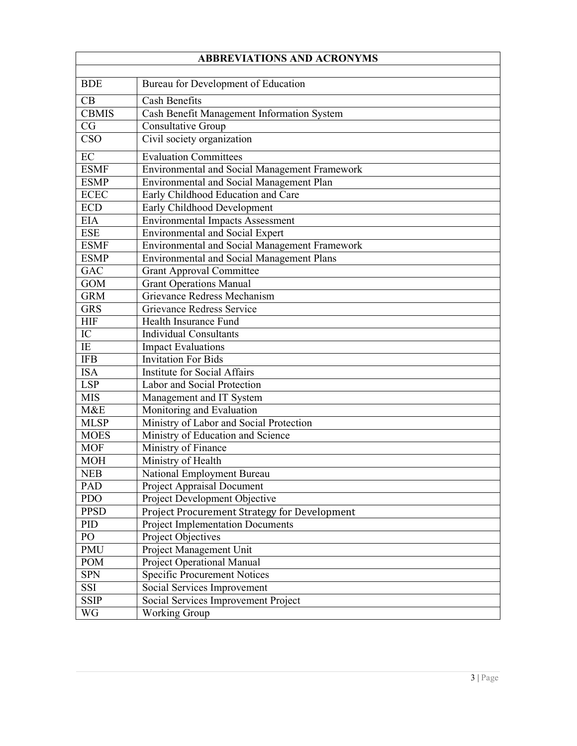## ABBREVIATIONS AND ACRONYMS

| | |
|---|---|
| BDE | Bureau for Development of Education |
| CB | Cash Benefits |
| CBMIS | Cash Benefit Management Information System |
| CG | Consultative Group |
| CSO | Civil society organization |
| EC | Evaluation Committees |
| ESMF | Environmental and Social Management Framework |
| ESMP | Environmental and Social Management Plan |
| ECEC | Early Childhood Education and Care |
| ECD | Early Childhood Development |
| EIA | Environmental Impacts Assessment |
| ESE | Environmental and Social Expert |
| ESMF | Environmental and Social Management Framework |
| ESMP | Environmental and Social Management Plans |
| GAC | Grant Approval Committee |
| GOM | Grant Operations Manual |
| GRM | Grievance Redress Mechanism |
| GRS | Grievance Redress Service |
| HIF | Health Insurance Fund |
| IC | Individual Consultants |
| IE | Impact Evaluations |
| IFB | Invitation For Bids |
| ISA | Institute for Social Affairs |
| LSP | Labor and Social Protection |
| MIS | Management and IT System |
| M&E | Monitoring and Evaluation |
| MLSP | Ministry of Labor and Social Protection |
| MOES | Ministry of Education and Science |
| MOF | Ministry of Finance |
| MOH | Ministry of Health |
| NEB | National Employment Bureau |
| PAD | Project Appraisal Document |
| PDO | Project Development Objective |
| PPSD | Project Procurement Strategy for Development |
| PID | Project Implementation Documents |
| PO | Project Objectives |
| PMU | Project Management Unit |
| POM | Project Operational Manual |
| SPN | Specific Procurement Notices |
| SSI | Social Services Improvement |
| SSIP | Social Services Improvement Project |
| WG | Working Group |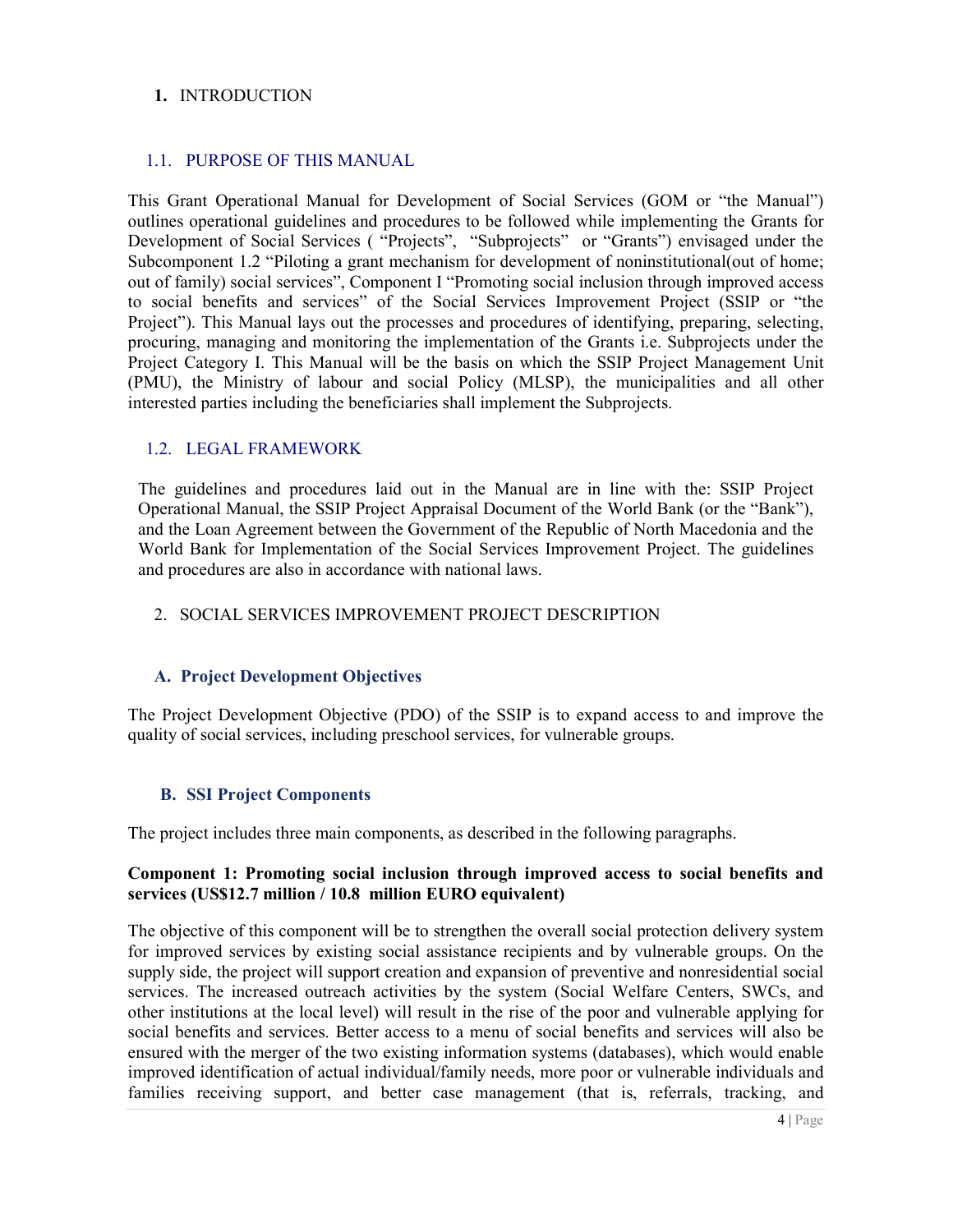# 1. INTRODUCTION

## 1.1. PURPOSE OF THIS MANUAL

This Grant Operational Manual for Development of Social Services (GOM or "the Manual") outlines operational guidelines and procedures to be followed while implementing the Grants for Development of Social Services ( "Projects", "Subprojects" or "Grants") envisaged under the Subcomponent 1.2 "Piloting a grant mechanism for development of noninstitutional(out of home; out of family) social services", Component I "Promoting social inclusion through improved access to social benefits and services" of the Social Services Improvement Project (SSIP or "the Project"). This Manual lays out the processes and procedures of identifying, preparing, selecting, procuring, managing and monitoring the implementation of the Grants i.e. Subprojects under the Project Category I. This Manual will be the basis on which the SSIP Project Management Unit (PMU), the Ministry of labour and social Policy (MLSP), the municipalities and all other interested parties including the beneficiaries shall implement the Subprojects.

## 1.2. LEGAL FRAMEWORK

The guidelines and procedures laid out in the Manual are in line with the: SSIP Project Operational Manual, the SSIP Project Appraisal Document of the World Bank (or the "Bank"), and the Loan Agreement between the Government of the Republic of North Macedonia and the World Bank for Implementation of the Social Services Improvement Project. The guidelines and procedures are also in accordance with national laws.

# 2. SOCIAL SERVICES IMPROVEMENT PROJECT DESCRIPTION

### A. Project Development Objectives

The Project Development Objective (PDO) of the SSIP is to expand access to and improve the quality of social services, including preschool services, for vulnerable groups.

### B. SSI Project Components

The project includes three main components, as described in the following paragraphs.

**Component 1: Promoting social inclusion through improved access to social benefits and services (US$12.7 million / 10.8 million EURO equivalent)**

The objective of this component will be to strengthen the overall social protection delivery system for improved services by existing social assistance recipients and by vulnerable groups. On the supply side, the project will support creation and expansion of preventive and nonresidential social services. The increased outreach activities by the system (Social Welfare Centers, SWCs, and other institutions at the local level) will result in the rise of the poor and vulnerable applying for social benefits and services. Better access to a menu of social benefits and services will also be ensured with the merger of the two existing information systems (databases), which would enable improved identification of actual individual/family needs, more poor or vulnerable individuals and families receiving support, and better case management (that is, referrals, tracking, and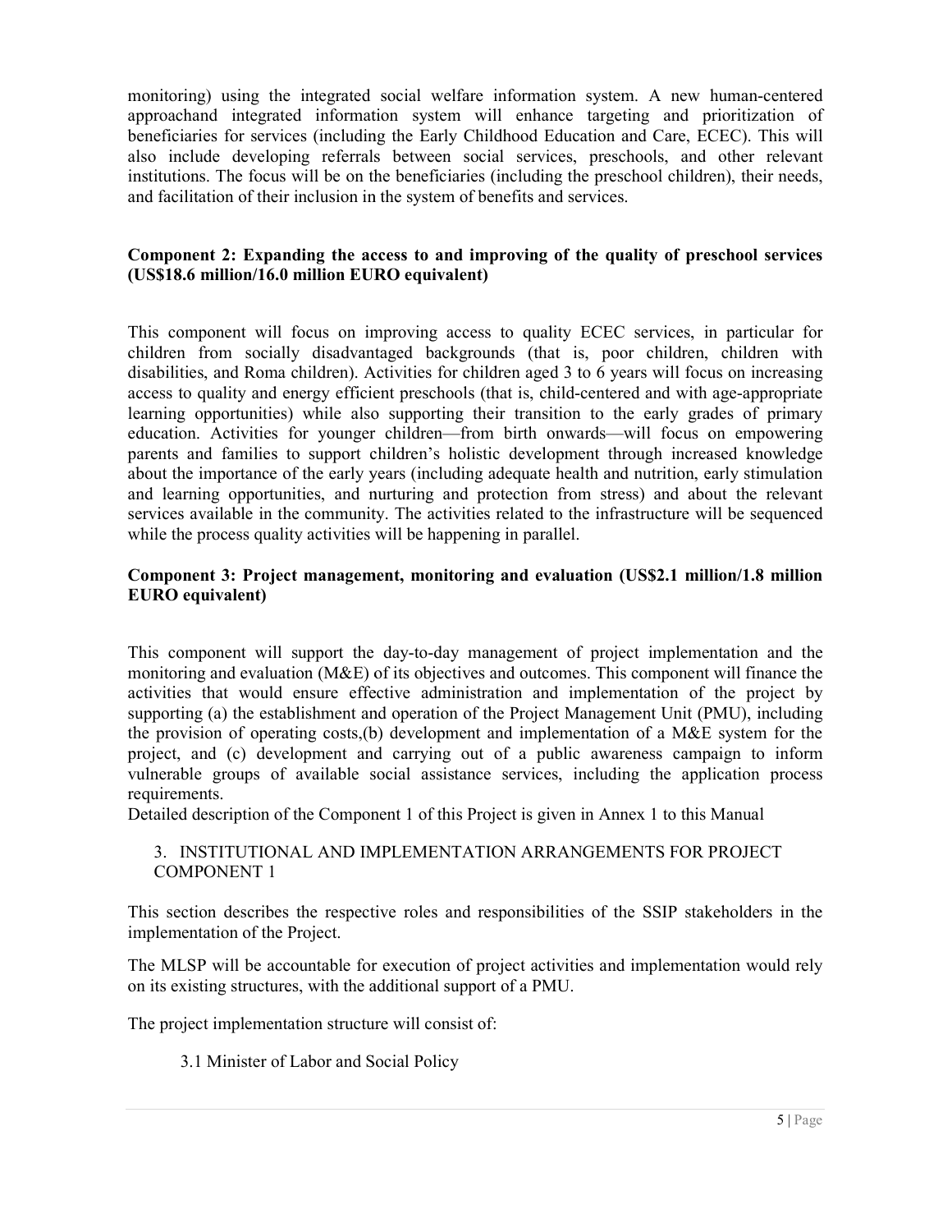monitoring) using the integrated social welfare information system. A new human-centered approachand integrated information system will enhance targeting and prioritization of beneficiaries for services (including the Early Childhood Education and Care, ECEC). This will also include developing referrals between social services, preschools, and other relevant institutions. The focus will be on the beneficiaries (including the preschool children), their needs, and facilitation of their inclusion in the system of benefits and services.

**Component 2: Expanding the access to and improving of the quality of preschool services (US$18.6 million/16.0 million EURO equivalent)**

This component will focus on improving access to quality ECEC services, in particular for children from socially disadvantaged backgrounds (that is, poor children, children with disabilities, and Roma children). Activities for children aged 3 to 6 years will focus on increasing access to quality and energy efficient preschools (that is, child-centered and with age-appropriate learning opportunities) while also supporting their transition to the early grades of primary education. Activities for younger children—from birth onwards—will focus on empowering parents and families to support children's holistic development through increased knowledge about the importance of the early years (including adequate health and nutrition, early stimulation and learning opportunities, and nurturing and protection from stress) and about the relevant services available in the community. The activities related to the infrastructure will be sequenced while the process quality activities will be happening in parallel.

**Component 3: Project management, monitoring and evaluation (US$2.1 million/1.8 million EURO equivalent)**

This component will support the day-to-day management of project implementation and the monitoring and evaluation (M&E) of its objectives and outcomes. This component will finance the activities that would ensure effective administration and implementation of the project by supporting (a) the establishment and operation of the Project Management Unit (PMU), including the provision of operating costs,(b) development and implementation of a M&E system for the project, and (c) development and carrying out of a public awareness campaign to inform vulnerable groups of available social assistance services, including the application process requirements.
Detailed description of the Component 1 of this Project is given in Annex 1 to this Manual

## 3. INSTITUTIONAL AND IMPLEMENTATION ARRANGEMENTS FOR PROJECT COMPONENT 1

This section describes the respective roles and responsibilities of the SSIP stakeholders in the implementation of the Project.

The MLSP will be accountable for execution of project activities and implementation would rely on its existing structures, with the additional support of a PMU.

The project implementation structure will consist of:

### 3.1 Minister of Labor and Social Policy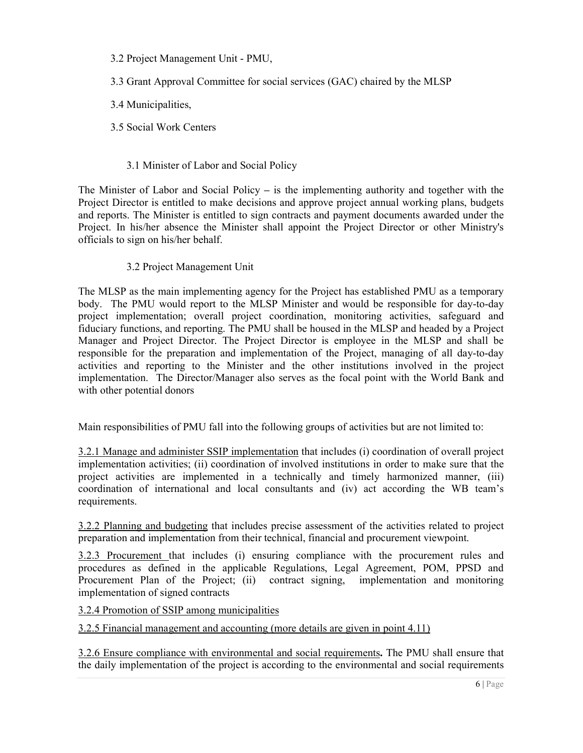3.2 Project Management Unit - PMU,

3.3 Grant Approval Committee for social services (GAC) chaired by the MLSP

3.4 Municipalities,

3.5 Social Work Centers

### 3.1 Minister of Labor and Social Policy

The Minister of Labor and Social Policy – is the implementing authority and together with the Project Director is entitled to make decisions and approve project annual working plans, budgets and reports. The Minister is entitled to sign contracts and payment documents awarded under the Project. In his/her absence the Minister shall appoint the Project Director or other Ministry's officials to sign on his/her behalf.

### 3.2 Project Management Unit

The MLSP as the main implementing agency for the Project has established PMU as a temporary body. The PMU would report to the MLSP Minister and would be responsible for day-to-day project implementation; overall project coordination, monitoring activities, safeguard and fiduciary functions, and reporting. The PMU shall be housed in the MLSP and headed by a Project Manager and Project Director. The Project Director is employee in the MLSP and shall be responsible for the preparation and implementation of the Project, managing of all day-to-day activities and reporting to the Minister and the other institutions involved in the project implementation. The Director/Manager also serves as the focal point with the World Bank and with other potential donors

Main responsibilities of PMU fall into the following groups of activities but are not limited to:

<u>3.2.1 Manage and administer SSIP implementation</u> that includes (i) coordination of overall project implementation activities; (ii) coordination of involved institutions in order to make sure that the project activities are implemented in a technically and timely harmonized manner, (iii) coordination of international and local consultants and (iv) act according the WB team's requirements.

<u>3.2.2 Planning and budgeting</u> that includes precise assessment of the activities related to project preparation and implementation from their technical, financial and procurement viewpoint.

<u>3.2.3 Procurement</u> that includes (i) ensuring compliance with the procurement rules and procedures as defined in the applicable Regulations, Legal Agreement, POM, PPSD and Procurement Plan of the Project; (ii) contract signing, implementation and monitoring implementation of signed contracts

<u>3.2.4 Promotion of SSIP among municipalities</u>

<u>3.2.5 Financial management and accounting (more details are given in point 4.11)</u>

<u>3.2.6 Ensure compliance with environmental and social requirements</u>**.** The PMU shall ensure that the daily implementation of the project is according to the environmental and social requirements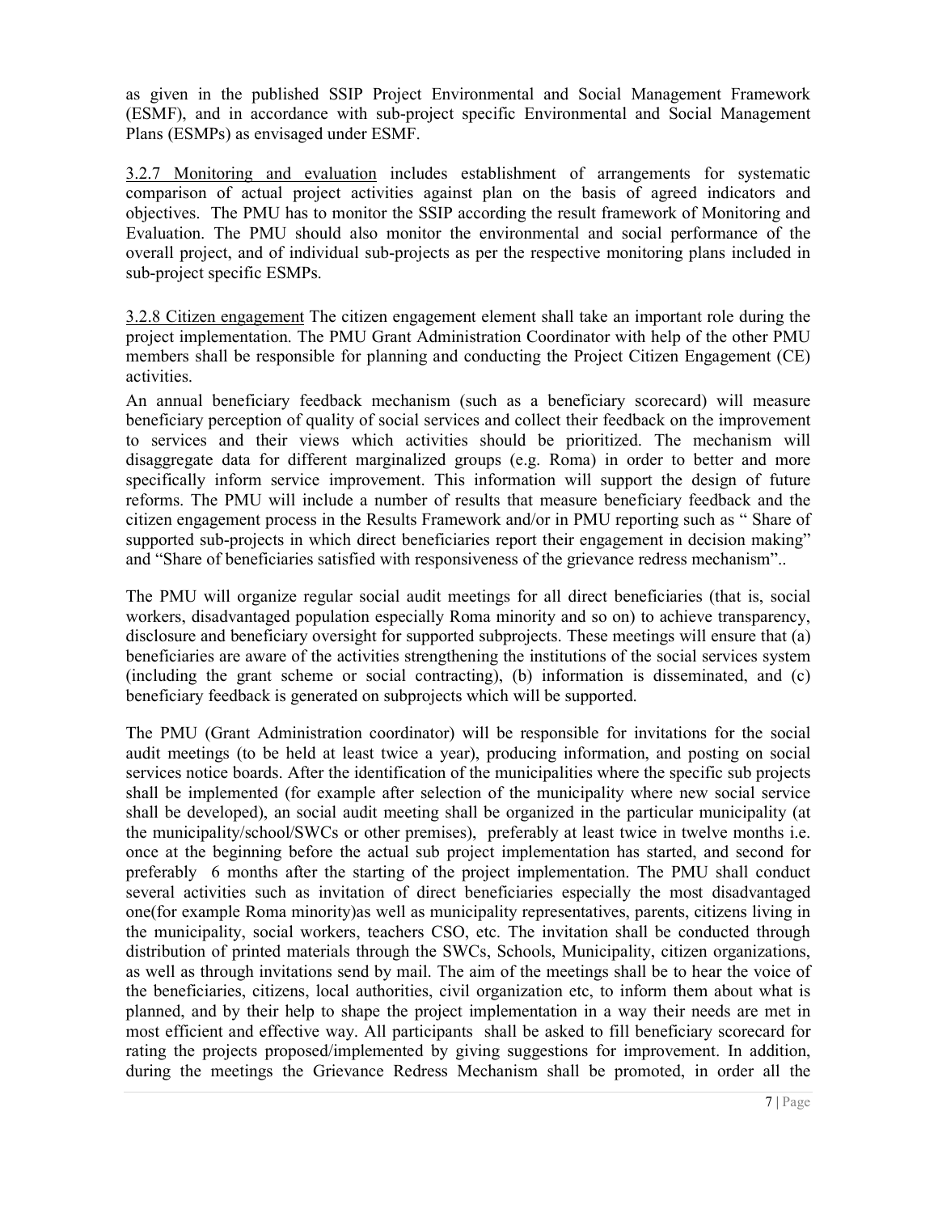as given in the published SSIP Project Environmental and Social Management Framework (ESMF), and in accordance with sub-project specific Environmental and Social Management Plans (ESMPs) as envisaged under ESMF.

<u>3.2.7 Monitoring and evaluation</u> includes establishment of arrangements for systematic comparison of actual project activities against plan on the basis of agreed indicators and objectives. The PMU has to monitor the SSIP according the result framework of Monitoring and Evaluation. The PMU should also monitor the environmental and social performance of the overall project, and of individual sub-projects as per the respective monitoring plans included in sub-project specific ESMPs.

<u>3.2.8 Citizen engagement</u> The citizen engagement element shall take an important role during the project implementation. The PMU Grant Administration Coordinator with help of the other PMU members shall be responsible for planning and conducting the Project Citizen Engagement (CE) activities.

An annual beneficiary feedback mechanism (such as a beneficiary scorecard) will measure beneficiary perception of quality of social services and collect their feedback on the improvement to services and their views which activities should be prioritized. The mechanism will disaggregate data for different marginalized groups (e.g. Roma) in order to better and more specifically inform service improvement. This information will support the design of future reforms. The PMU will include a number of results that measure beneficiary feedback and the citizen engagement process in the Results Framework and/or in PMU reporting such as " Share of supported sub-projects in which direct beneficiaries report their engagement in decision making" and "Share of beneficiaries satisfied with responsiveness of the grievance redress mechanism"..

The PMU will organize regular social audit meetings for all direct beneficiaries (that is, social workers, disadvantaged population especially Roma minority and so on) to achieve transparency, disclosure and beneficiary oversight for supported subprojects. These meetings will ensure that (a) beneficiaries are aware of the activities strengthening the institutions of the social services system (including the grant scheme or social contracting), (b) information is disseminated, and (c) beneficiary feedback is generated on subprojects which will be supported.

The PMU (Grant Administration coordinator) will be responsible for invitations for the social audit meetings (to be held at least twice a year), producing information, and posting on social services notice boards. After the identification of the municipalities where the specific sub projects shall be implemented (for example after selection of the municipality where new social service shall be developed), an social audit meeting shall be organized in the particular municipality (at the municipality/school/SWCs or other premises), preferably at least twice in twelve months i.e. once at the beginning before the actual sub project implementation has started, and second for preferably 6 months after the starting of the project implementation. The PMU shall conduct several activities such as invitation of direct beneficiaries especially the most disadvantaged one(for example Roma minority)as well as municipality representatives, parents, citizens living in the municipality, social workers, teachers CSO, etc. The invitation shall be conducted through distribution of printed materials through the SWCs, Schools, Municipality, citizen organizations, as well as through invitations send by mail. The aim of the meetings shall be to hear the voice of the beneficiaries, citizens, local authorities, civil organization etc, to inform them about what is planned, and by their help to shape the project implementation in a way their needs are met in most efficient and effective way. All participants shall be asked to fill beneficiary scorecard for rating the projects proposed/implemented by giving suggestions for improvement. In addition, during the meetings the Grievance Redress Mechanism shall be promoted, in order all the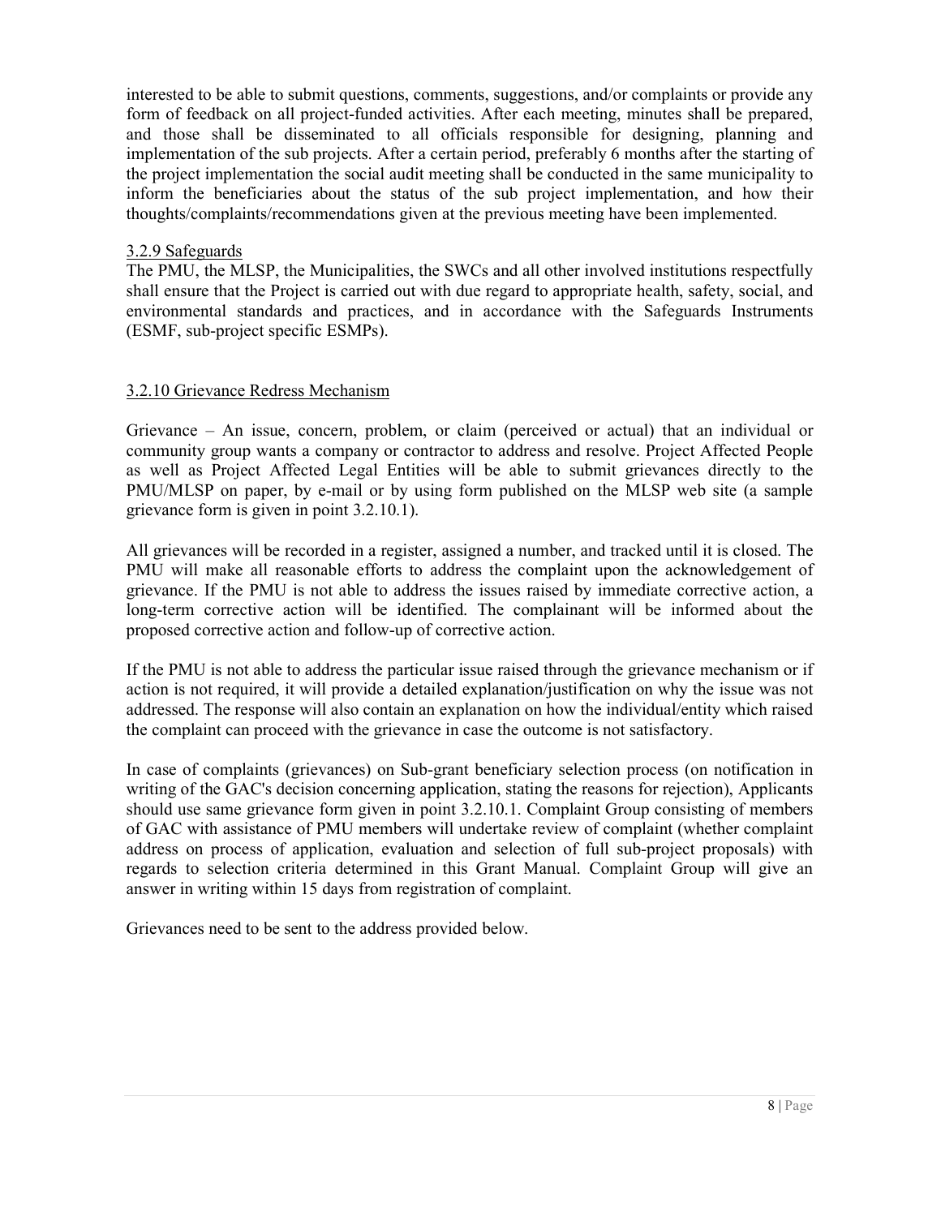interested to be able to submit questions, comments, suggestions, and/or complaints or provide any form of feedback on all project-funded activities. After each meeting, minutes shall be prepared, and those shall be disseminated to all officials responsible for designing, planning and implementation of the sub projects. After a certain period, preferably 6 months after the starting of the project implementation the social audit meeting shall be conducted in the same municipality to inform the beneficiaries about the status of the sub project implementation, and how their thoughts/complaints/recommendations given at the previous meeting have been implemented.

#### 3.2.9 Safeguards

The PMU, the MLSP, the Municipalities, the SWCs and all other involved institutions respectfully shall ensure that the Project is carried out with due regard to appropriate health, safety, social, and environmental standards and practices, and in accordance with the Safeguards Instruments (ESMF, sub-project specific ESMPs).

#### 3.2.10 Grievance Redress Mechanism

Grievance – An issue, concern, problem, or claim (perceived or actual) that an individual or community group wants a company or contractor to address and resolve. Project Affected People as well as Project Affected Legal Entities will be able to submit grievances directly to the PMU/MLSP on paper, by e-mail or by using form published on the MLSP web site (a sample grievance form is given in point 3.2.10.1).

All grievances will be recorded in a register, assigned a number, and tracked until it is closed. The PMU will make all reasonable efforts to address the complaint upon the acknowledgement of grievance. If the PMU is not able to address the issues raised by immediate corrective action, a long-term corrective action will be identified. The complainant will be informed about the proposed corrective action and follow-up of corrective action.

If the PMU is not able to address the particular issue raised through the grievance mechanism or if action is not required, it will provide a detailed explanation/justification on why the issue was not addressed. The response will also contain an explanation on how the individual/entity which raised the complaint can proceed with the grievance in case the outcome is not satisfactory.

In case of complaints (grievances) on Sub-grant beneficiary selection process (on notification in writing of the GAC's decision concerning application, stating the reasons for rejection), Applicants should use same grievance form given in point 3.2.10.1. Complaint Group consisting of members of GAC with assistance of PMU members will undertake review of complaint (whether complaint address on process of application, evaluation and selection of full sub-project proposals) with regards to selection criteria determined in this Grant Manual. Complaint Group will give an answer in writing within 15 days from registration of complaint.

Grievances need to be sent to the address provided below.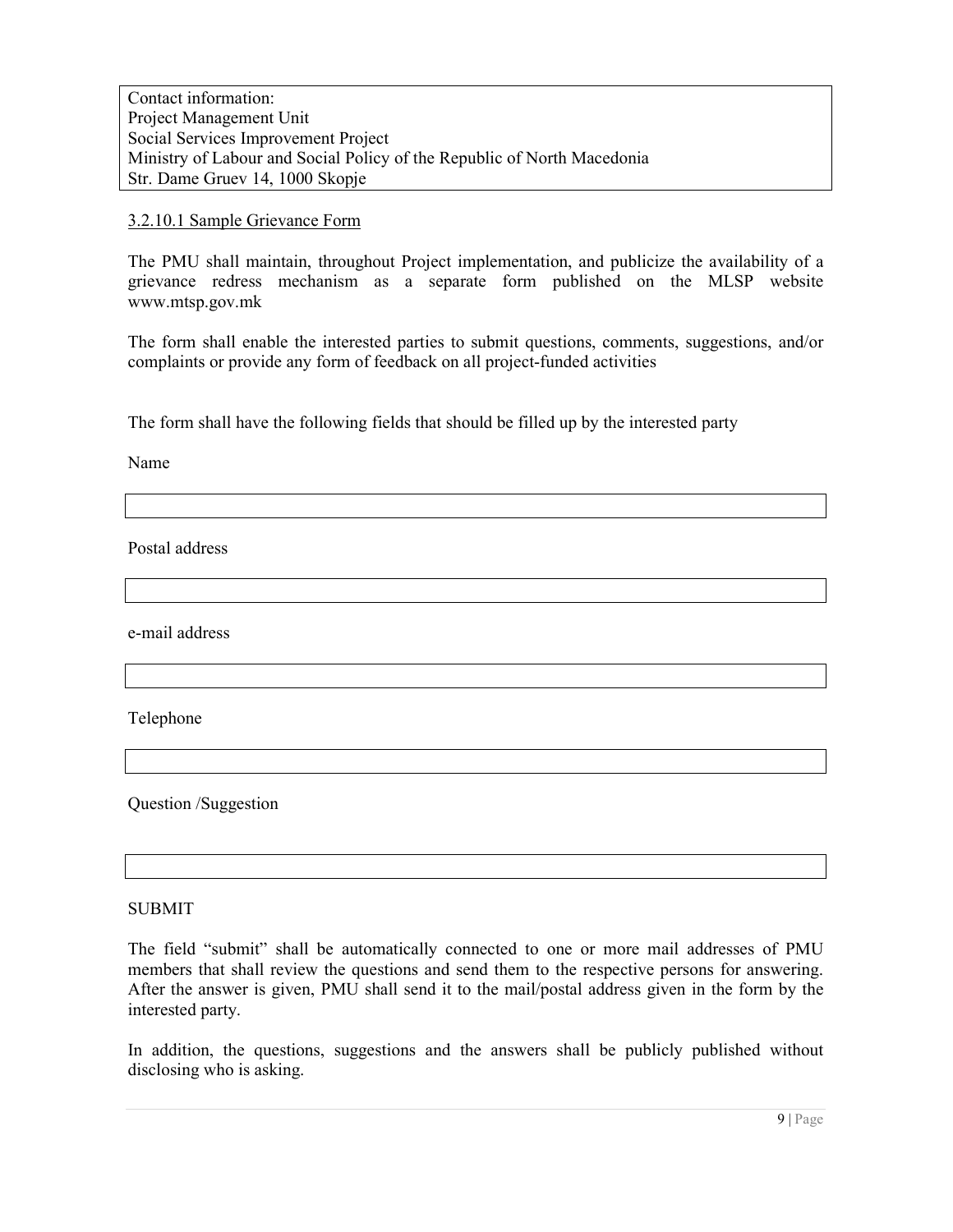| Contact information: |
|---|
| Project Management Unit |
| Social Services Improvement Project |
| Ministry of Labour and Social Policy of the Republic of North Macedonia |
| Str. Dame Gruev 14, 1000 Skopje |

3.2.10.1 Sample Grievance Form

The PMU shall maintain, throughout Project implementation, and publicize the availability of a grievance redress mechanism as a separate form published on the MLSP website www.mtsp.gov.mk

The form shall enable the interested parties to submit questions, comments, suggestions, and/or complaints or provide any form of feedback on all project-funded activities

The form shall have the following fields that should be filled up by the interested party

Name

| |
|---|

Postal address

| |
|---|

e-mail address

| |
|---|

Telephone

| |
|---|

Question /Suggestion

| |
|---|

SUBMIT

The field "submit" shall be automatically connected to one or more mail addresses of PMU members that shall review the questions and send them to the respective persons for answering. After the answer is given, PMU shall send it to the mail/postal address given in the form by the interested party.

In addition, the questions, suggestions and the answers shall be publicly published without disclosing who is asking.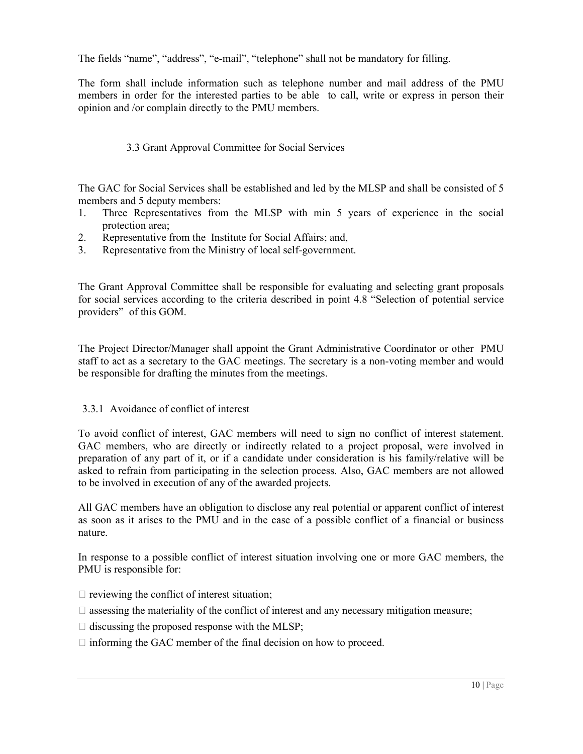The fields "name", "address", "e-mail", "telephone" shall not be mandatory for filling.

The form shall include information such as telephone number and mail address of the PMU members in order for the interested parties to be able to call, write or express in person their opinion and /or complain directly to the PMU members.

### 3.3 Grant Approval Committee for Social Services

The GAC for Social Services shall be established and led by the MLSP and shall be consisted of 5 members and 5 deputy members:

1. Three Representatives from the MLSP with min 5 years of experience in the social protection area;
2. Representative from the Institute for Social Affairs; and,
3. Representative from the Ministry of local self-government.

The Grant Approval Committee shall be responsible for evaluating and selecting grant proposals for social services according to the criteria described in point 4.8 "Selection of potential service providers" of this GOM.

The Project Director/Manager shall appoint the Grant Administrative Coordinator or other PMU staff to act as a secretary to the GAC meetings. The secretary is a non-voting member and would be responsible for drafting the minutes from the meetings.

#### 3.3.1 Avoidance of conflict of interest

To avoid conflict of interest, GAC members will need to sign no conflict of interest statement. GAC members, who are directly or indirectly related to a project proposal, were involved in preparation of any part of it, or if a candidate under consideration is his family/relative will be asked to refrain from participating in the selection process. Also, GAC members are not allowed to be involved in execution of any of the awarded projects.

All GAC members have an obligation to disclose any real potential or apparent conflict of interest as soon as it arises to the PMU and in the case of a possible conflict of a financial or business nature.

In response to a possible conflict of interest situation involving one or more GAC members, the PMU is responsible for:

- reviewing the conflict of interest situation;
- assessing the materiality of the conflict of interest and any necessary mitigation measure;
- discussing the proposed response with the MLSP;
- informing the GAC member of the final decision on how to proceed.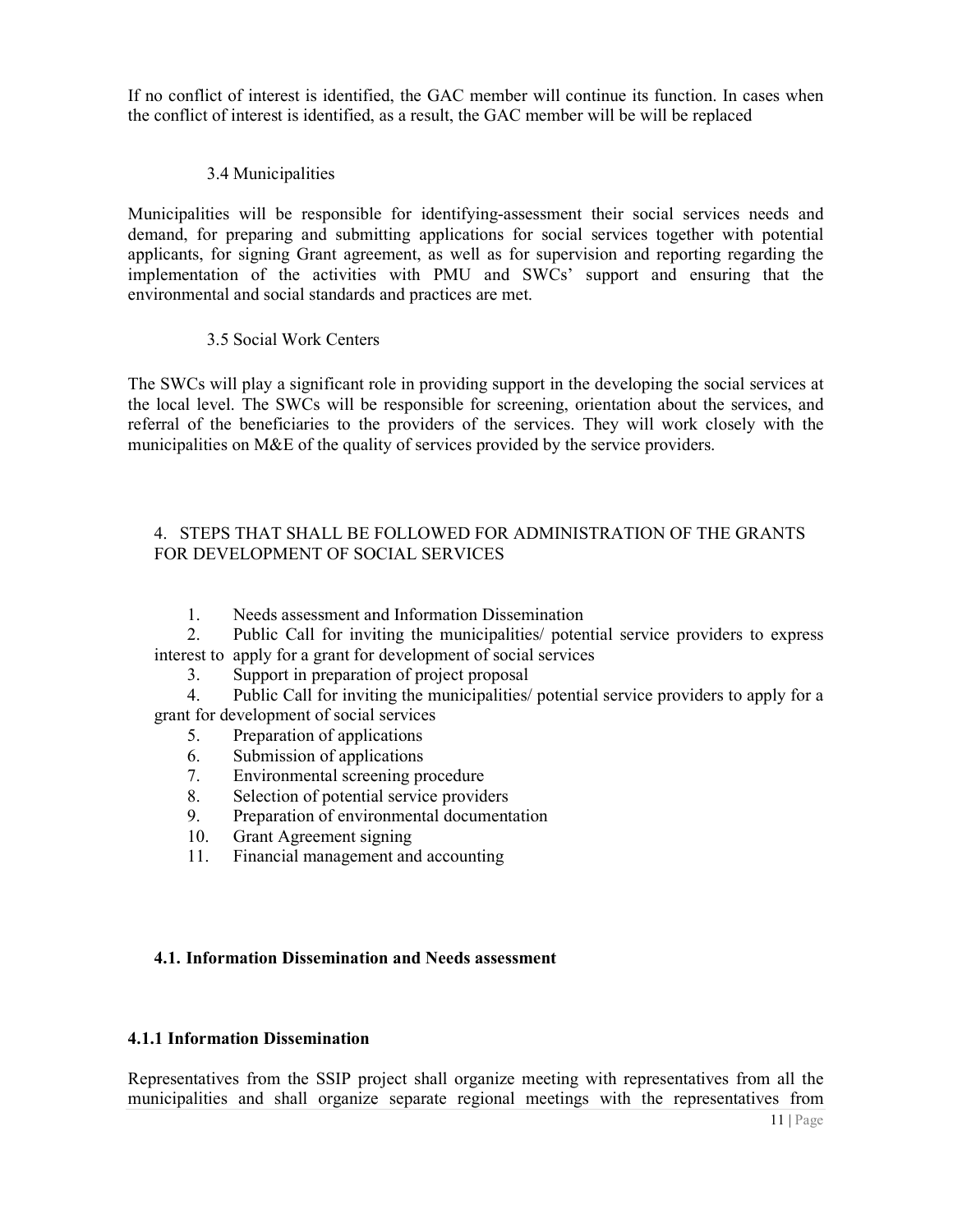If no conflict of interest is identified, the GAC member will continue its function. In cases when the conflict of interest is identified, as a result, the GAC member will be will be replaced

### 3.4 Municipalities

Municipalities will be responsible for identifying-assessment their social services needs and demand, for preparing and submitting applications for social services together with potential applicants, for signing Grant agreement, as well as for supervision and reporting regarding the implementation of the activities with PMU and SWCs' support and ensuring that the environmental and social standards and practices are met.

### 3.5 Social Work Centers

The SWCs will play a significant role in providing support in the developing the social services at the local level. The SWCs will be responsible for screening, orientation about the services, and referral of the beneficiaries to the providers of the services. They will work closely with the municipalities on M&E of the quality of services provided by the service providers.

## 4. STEPS THAT SHALL BE FOLLOWED FOR ADMINISTRATION OF THE GRANTS FOR DEVELOPMENT OF SOCIAL SERVICES

1. Needs assessment and Information Dissemination
2. Public Call for inviting the municipalities/ potential service providers to express interest to apply for a grant for development of social services
3. Support in preparation of project proposal
4. Public Call for inviting the municipalities/ potential service providers to apply for a grant for development of social services
5. Preparation of applications
6. Submission of applications
7. Environmental screening procedure
8. Selection of potential service providers
9. Preparation of environmental documentation
10. Grant Agreement signing
11. Financial management and accounting

### 4.1. Information Dissemination and Needs assessment

#### 4.1.1 Information Dissemination

Representatives from the SSIP project shall organize meeting with representatives from all the municipalities and shall organize separate regional meetings with the representatives from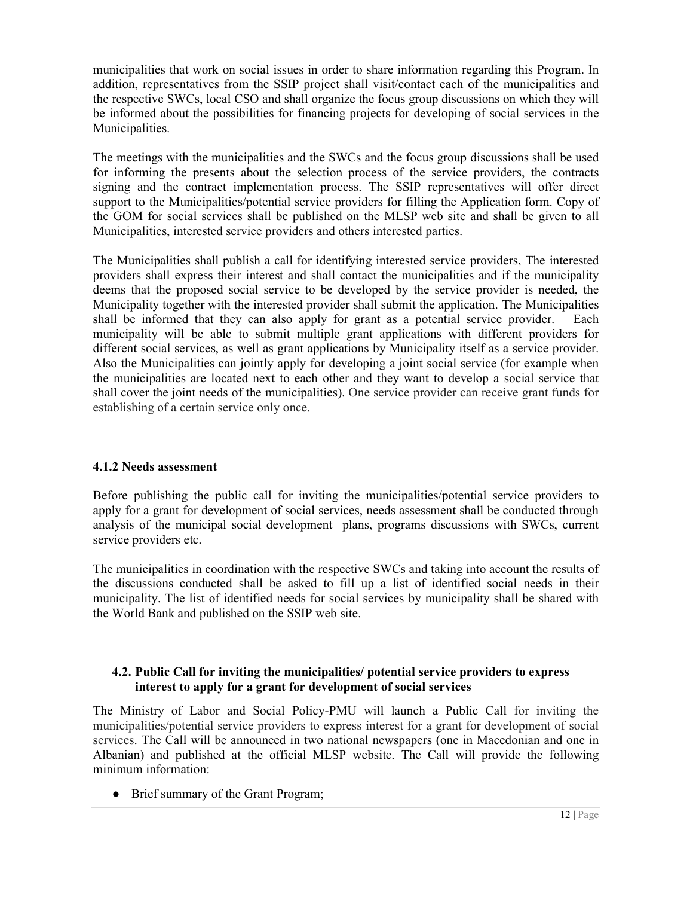municipalities that work on social issues in order to share information regarding this Program. In addition, representatives from the SSIP project shall visit/contact each of the municipalities and the respective SWCs, local CSO and shall organize the focus group discussions on which they will be informed about the possibilities for financing projects for developing of social services in the Municipalities.

The meetings with the municipalities and the SWCs and the focus group discussions shall be used for informing the presents about the selection process of the service providers, the contracts signing and the contract implementation process. The SSIP representatives will offer direct support to the Municipalities/potential service providers for filling the Application form. Copy of the GOM for social services shall be published on the MLSP web site and shall be given to all Municipalities, interested service providers and others interested parties.

The Municipalities shall publish a call for identifying interested service providers, The interested providers shall express their interest and shall contact the municipalities and if the municipality deems that the proposed social service to be developed by the service provider is needed, the Municipality together with the interested provider shall submit the application. The Municipalities shall be informed that they can also apply for grant as a potential service provider. Each municipality will be able to submit multiple grant applications with different providers for different social services, as well as grant applications by Municipality itself as a service provider. Also the Municipalities can jointly apply for developing a joint social service (for example when the municipalities are located next to each other and they want to develop a social service that shall cover the joint needs of the municipalities). One service provider can receive grant funds for establishing of a certain service only once.

### 4.1.2 Needs assessment

Before publishing the public call for inviting the municipalities/potential service providers to apply for a grant for development of social services, needs assessment shall be conducted through analysis of the municipal social development plans, programs discussions with SWCs, current service providers etc.

The municipalities in coordination with the respective SWCs and taking into account the results of the discussions conducted shall be asked to fill up a list of identified social needs in their municipality. The list of identified needs for social services by municipality shall be shared with the World Bank and published on the SSIP web site.

### 4.2. Public Call for inviting the municipalities/ potential service providers to express interest to apply for a grant for development of social services

The Ministry of Labor and Social Policy-PMU will launch a Public Call for inviting the municipalities/potential service providers to express interest for a grant for development of social services. The Call will be announced in two national newspapers (one in Macedonian and one in Albanian) and published at the official MLSP website. The Call will provide the following minimum information:

- Brief summary of the Grant Program;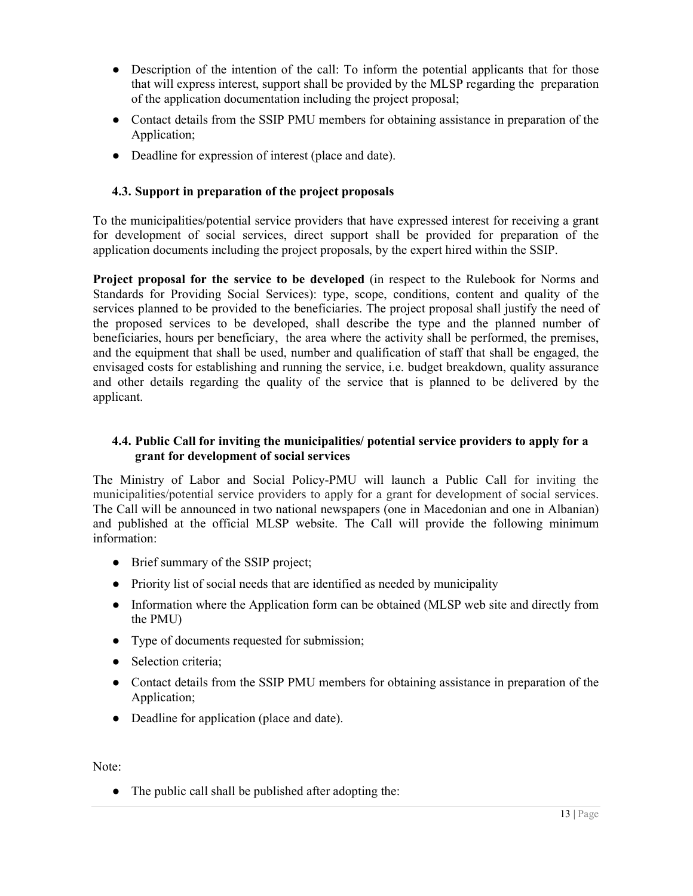- Description of the intention of the call: To inform the potential applicants that for those that will express interest, support shall be provided by the MLSP regarding the preparation of the application documentation including the project proposal;
- Contact details from the SSIP PMU members for obtaining assistance in preparation of the Application;
- Deadline for expression of interest (place and date).

### 4.3. Support in preparation of the project proposals

To the municipalities/potential service providers that have expressed interest for receiving a grant for development of social services, direct support shall be provided for preparation of the application documents including the project proposals, by the expert hired within the SSIP.

**Project proposal for the service to be developed** (in respect to the Rulebook for Norms and Standards for Providing Social Services): type, scope, conditions, content and quality of the services planned to be provided to the beneficiaries. The project proposal shall justify the need of the proposed services to be developed, shall describe the type and the planned number of beneficiaries, hours per beneficiary, the area where the activity shall be performed, the premises, and the equipment that shall be used, number and qualification of staff that shall be engaged, the envisaged costs for establishing and running the service, i.e. budget breakdown, quality assurance and other details regarding the quality of the service that is planned to be delivered by the applicant.

### 4.4. Public Call for inviting the municipalities/ potential service providers to apply for a grant for development of social services

The Ministry of Labor and Social Policy-PMU will launch a Public Call for inviting the municipalities/potential service providers to apply for a grant for development of social services. The Call will be announced in two national newspapers (one in Macedonian and one in Albanian) and published at the official MLSP website. The Call will provide the following minimum information:

- Brief summary of the SSIP project;
- Priority list of social needs that are identified as needed by municipality
- Information where the Application form can be obtained (MLSP web site and directly from the PMU)
- Type of documents requested for submission;
- Selection criteria;
- Contact details from the SSIP PMU members for obtaining assistance in preparation of the Application;
- Deadline for application (place and date).

Note:

- The public call shall be published after adopting the: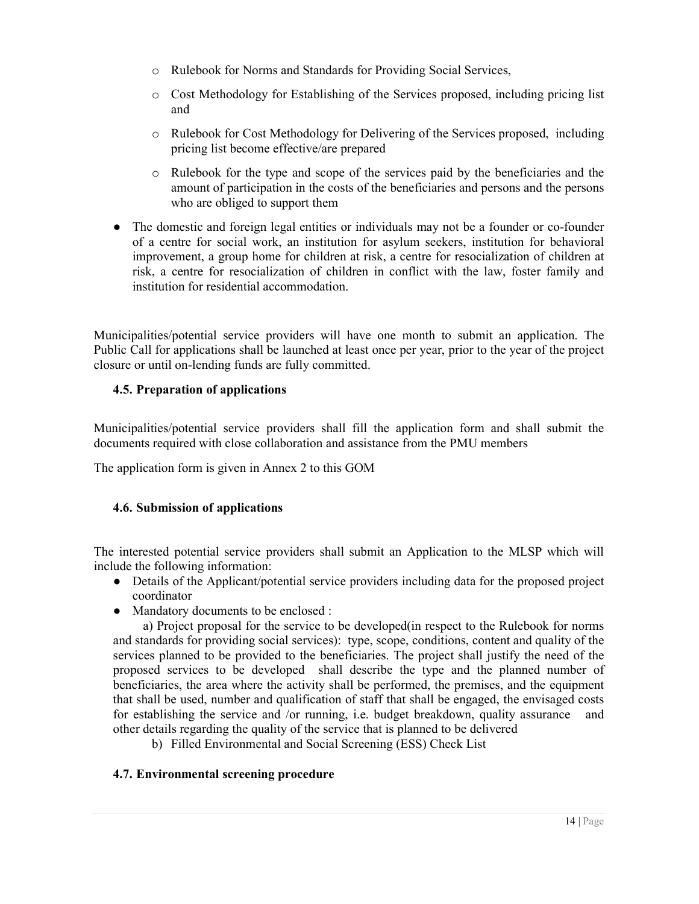- Rulebook for Norms and Standards for Providing Social Services,
- Cost Methodology for Establishing of the Services proposed, including pricing list and
- Rulebook for Cost Methodology for Delivering of the Services proposed, including pricing list become effective/are prepared
- Rulebook for the type and scope of the services paid by the beneficiaries and the amount of participation in the costs of the beneficiaries and persons and the persons who are obliged to support them

- The domestic and foreign legal entities or individuals may not be a founder or co-founder of a centre for social work, an institution for asylum seekers, institution for behavioral improvement, a group home for children at risk, a centre for resocialization of children at risk, a centre for resocialization of children in conflict with the law, foster family and institution for residential accommodation.

Municipalities/potential service providers will have one month to submit an application. The Public Call for applications shall be launched at least once per year, prior to the year of the project closure or until on-lending funds are fully committed.

### 4.5. Preparation of applications

Municipalities/potential service providers shall fill the application form and shall submit the documents required with close collaboration and assistance from the PMU members

The application form is given in Annex 2 to this GOM

### 4.6. Submission of applications

The interested potential service providers shall submit an Application to the MLSP which will include the following information:

- Details of the Applicant/potential service providers including data for the proposed project coordinator
- Mandatory documents to be enclosed :

a) Project proposal for the service to be developed(in respect to the Rulebook for norms and standards for providing social services): type, scope, conditions, content and quality of the services planned to be provided to the beneficiaries. The project shall justify the need of the proposed services to be developed shall describe the type and the planned number of beneficiaries, the area where the activity shall be performed, the premises, and the equipment that shall be used, number and qualification of staff that shall be engaged, the envisaged costs for establishing the service and /or running, i.e. budget breakdown, quality assurance and other details regarding the quality of the service that is planned to be delivered

b) Filled Environmental and Social Screening (ESS) Check List

### 4.7. Environmental screening procedure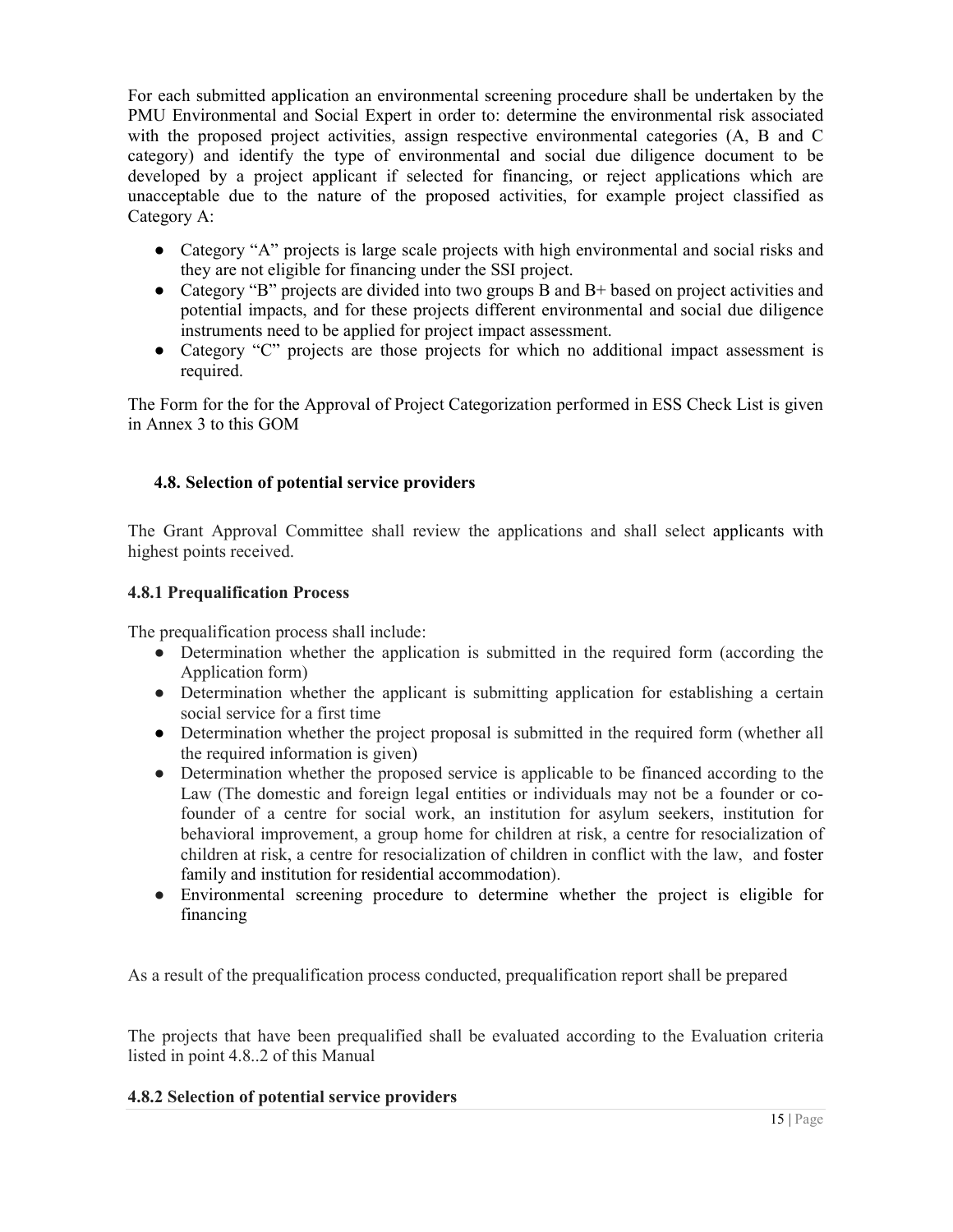For each submitted application an environmental screening procedure shall be undertaken by the PMU Environmental and Social Expert in order to: determine the environmental risk associated with the proposed project activities, assign respective environmental categories (A, B and C category) and identify the type of environmental and social due diligence document to be developed by a project applicant if selected for financing, or reject applications which are unacceptable due to the nature of the proposed activities, for example project classified as Category A:

- Category "A" projects is large scale projects with high environmental and social risks and they are not eligible for financing under the SSI project.
- Category "B" projects are divided into two groups B and B+ based on project activities and potential impacts, and for these projects different environmental and social due diligence instruments need to be applied for project impact assessment.
- Category "C" projects are those projects for which no additional impact assessment is required.

The Form for the for the Approval of Project Categorization performed in ESS Check List is given in Annex 3 to this GOM

### 4.8. Selection of potential service providers

The Grant Approval Committee shall review the applications and shall select applicants with highest points received.

#### 4.8.1 Prequalification Process

The prequalification process shall include:

- Determination whether the application is submitted in the required form (according the Application form)
- Determination whether the applicant is submitting application for establishing a certain social service for a first time
- Determination whether the project proposal is submitted in the required form (whether all the required information is given)
- Determination whether the proposed service is applicable to be financed according to the Law (The domestic and foreign legal entities or individuals may not be a founder or co-founder of a centre for social work, an institution for asylum seekers, institution for behavioral improvement, a group home for children at risk, a centre for resocialization of children at risk, a centre for resocialization of children in conflict with the law, and foster family and institution for residential accommodation).
- Environmental screening procedure to determine whether the project is eligible for financing

As a result of the prequalification process conducted, prequalification report shall be prepared

The projects that have been prequalified shall be evaluated according to the Evaluation criteria listed in point 4.8..2 of this Manual

#### 4.8.2 Selection of potential service providers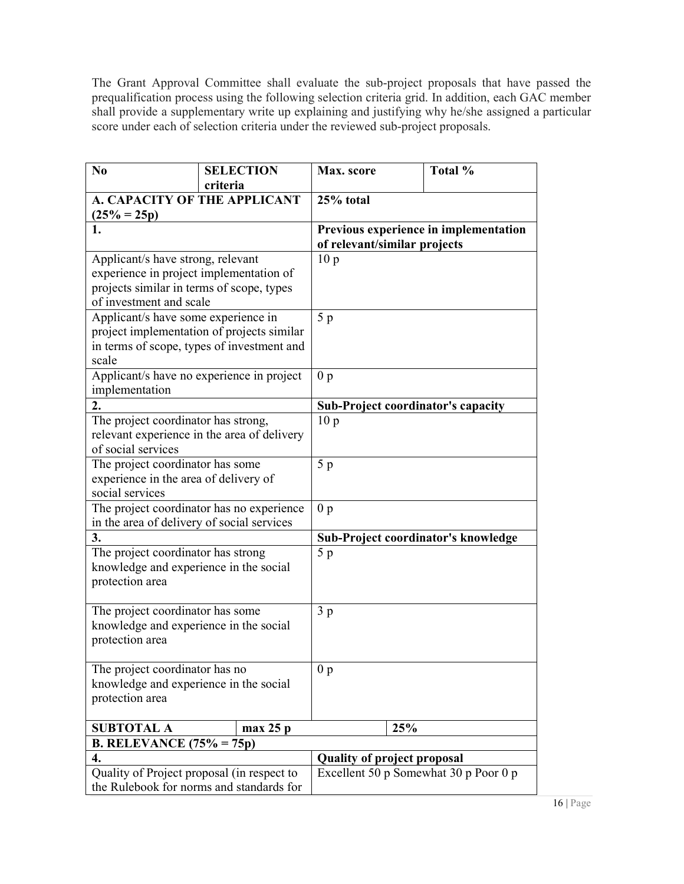The Grant Approval Committee shall evaluate the sub-project proposals that have passed the prequalification process using the following selection criteria grid. In addition, each GAC member shall provide a supplementary write up explaining and justifying why he/she assigned a particular score under each of selection criteria under the reviewed sub-project proposals.

| No | SELECTION criteria | Max. score | Total % |
|---|---|---|---|
| **A. CAPACITY OF THE APPLICANT (25% = 25p)** | | **25% total** | |
| **1.** | | **Previous experience in implementation of relevant/similar projects** | |
| Applicant/s have strong, relevant experience in project implementation of projects similar in terms of scope, types of investment and scale | | 10 p | |
| Applicant/s have some experience in project implementation of projects similar in terms of scope, types of investment and scale | | 5 p | |
| Applicant/s have no experience in project implementation | | 0 p | |
| **2.** | | **Sub-Project coordinator's capacity** | |
| The project coordinator has strong, relevant experience in the area of delivery of social services | | 10 p | |
| The project coordinator has some experience in the area of delivery of social services | | 5 p | |
| The project coordinator has no experience in the area of delivery of social services | | 0 p | |
| **3.** | | **Sub-Project coordinator's knowledge** | |
| The project coordinator has strong knowledge and experience in the social protection area | | 5 p | |
| The project coordinator has some knowledge and experience in the social protection area | | 3 p | |
| The project coordinator has no knowledge and experience in the social protection area | | 0 p | |
| **SUBTOTAL A** | **max 25 p** | | **25%** |
| **B. RELEVANCE (75% = 75p)** | | | |
| **4.** | | **Quality of project proposal** | |
| Quality of Project proposal (in respect to the Rulebook for norms and standards for | | Excellent 50 p Somewhat 30 p Poor 0 p | |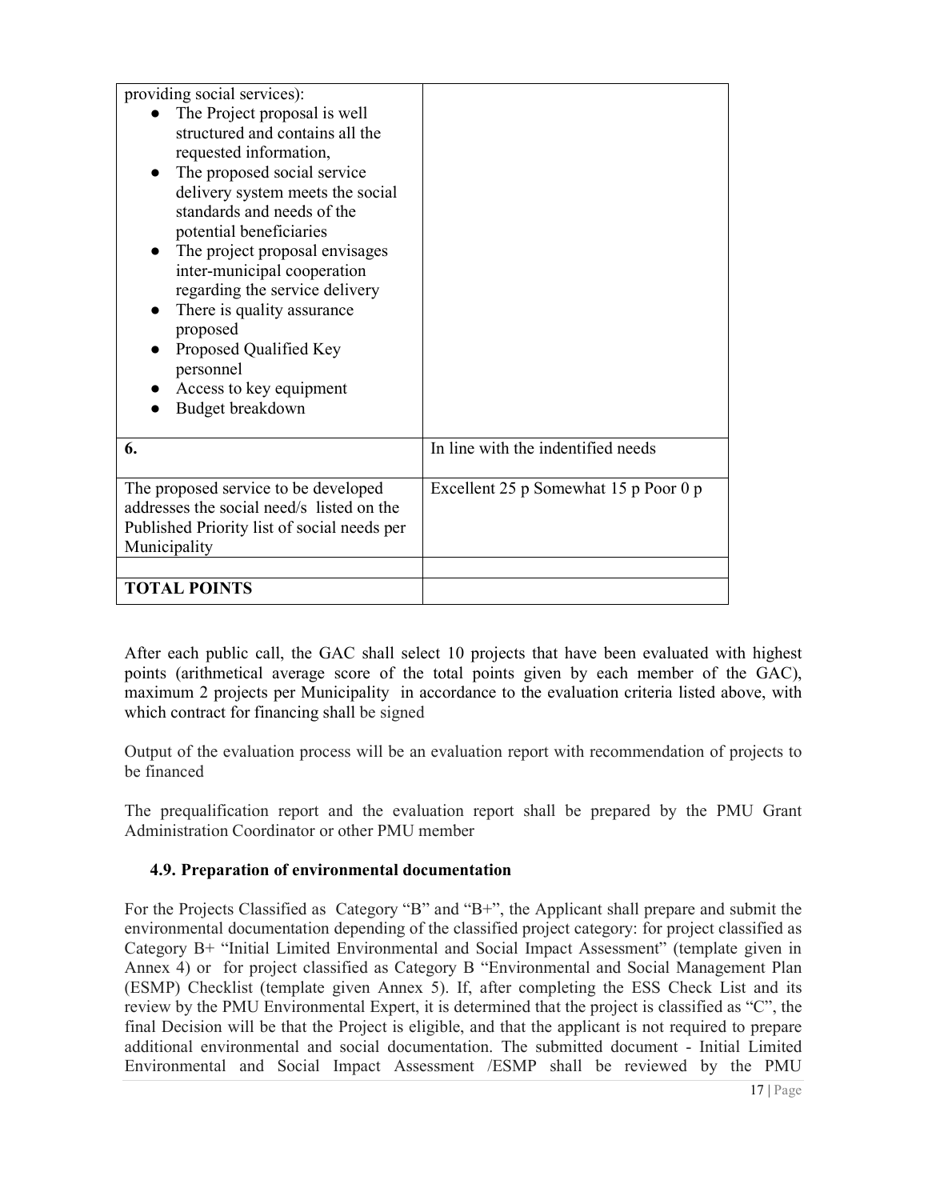| | |
|---|---|
| providing social services):<br>● The Project proposal is well structured and contains all the requested information,<br>● The proposed social service delivery system meets the social standards and needs of the potential beneficiaries<br>● The project proposal envisages inter-municipal cooperation regarding the service delivery<br>● There is quality assurance proposed<br>● Proposed Qualified Key personnel<br>● Access to key equipment<br>● Budget breakdown | |
| **6.** | In line with the indentified needs |
| The proposed service to be developed addresses the social need/s listed on the Published Priority list of social needs per Municipality | Excellent 25 p Somewhat 15 p Poor 0 p |
| | |
| **TOTAL POINTS** | |

After each public call, the GAC shall select 10 projects that have been evaluated with highest points (arithmetical average score of the total points given by each member of the GAC), maximum 2 projects per Municipality in accordance to the evaluation criteria listed above, with which contract for financing shall be signed

Output of the evaluation process will be an evaluation report with recommendation of projects to be financed

The prequalification report and the evaluation report shall be prepared by the PMU Grant Administration Coordinator or other PMU member

### 4.9. Preparation of environmental documentation

For the Projects Classified as Category "B" and "B+", the Applicant shall prepare and submit the environmental documentation depending of the classified project category: for project classified as Category B+ "Initial Limited Environmental and Social Impact Assessment" (template given in Annex 4) or for project classified as Category B "Environmental and Social Management Plan (ESMP) Checklist (template given Annex 5). If, after completing the ESS Check List and its review by the PMU Environmental Expert, it is determined that the project is classified as "C", the final Decision will be that the Project is eligible, and that the applicant is not required to prepare additional environmental and social documentation. The submitted document - Initial Limited Environmental and Social Impact Assessment /ESMP shall be reviewed by the PMU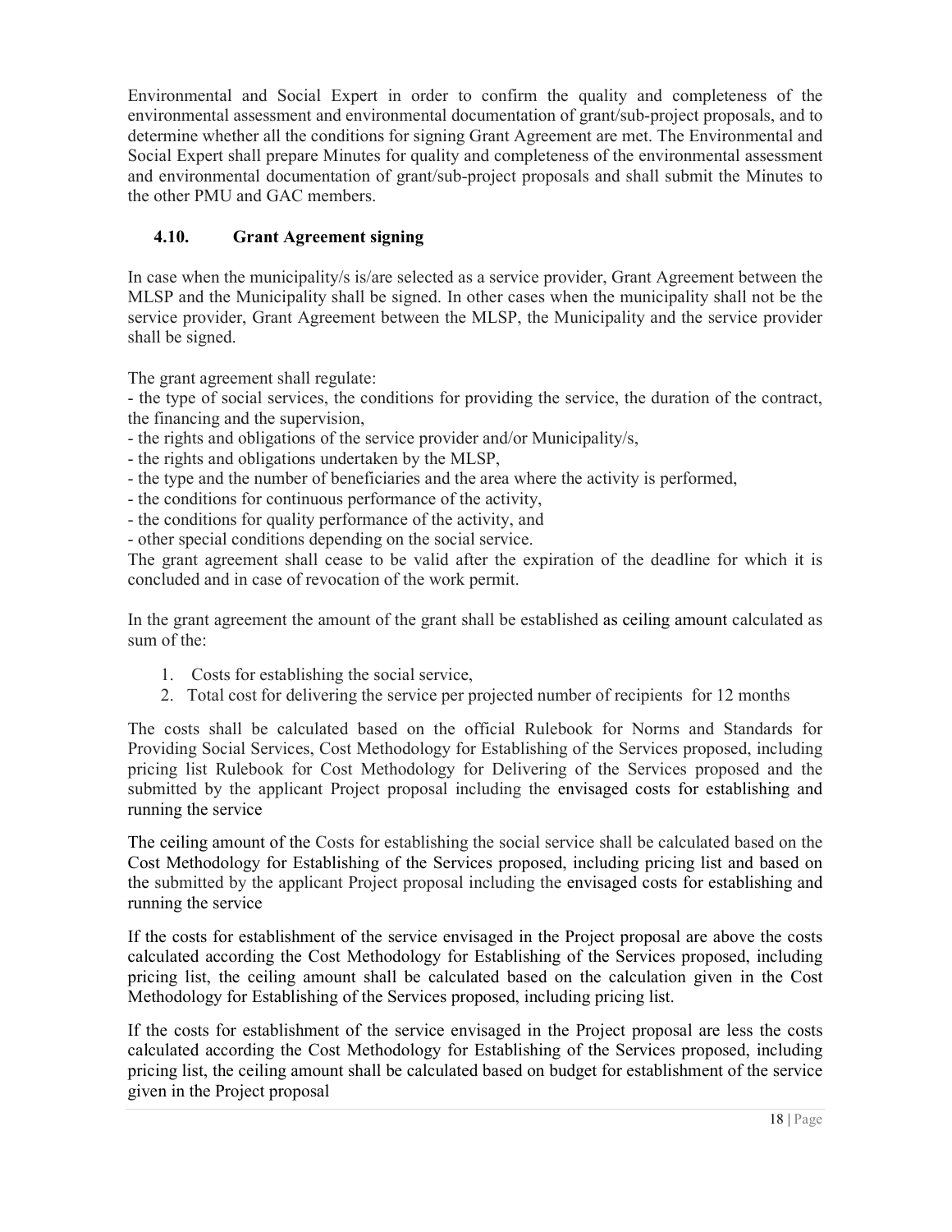Environmental and Social Expert in order to confirm the quality and completeness of the environmental assessment and environmental documentation of grant/sub-project proposals, and to determine whether all the conditions for signing Grant Agreement are met. The Environmental and Social Expert shall prepare Minutes for quality and completeness of the environmental assessment and environmental documentation of grant/sub-project proposals and shall submit the Minutes to the other PMU and GAC members.

### 4.10. Grant Agreement signing

In case when the municipality/s is/are selected as a service provider, Grant Agreement between the MLSP and the Municipality shall be signed. In other cases when the municipality shall not be the service provider, Grant Agreement between the MLSP, the Municipality and the service provider shall be signed.

The grant agreement shall regulate:

- the type of social services, the conditions for providing the service, the duration of the contract, the financing and the supervision,
- the rights and obligations of the service provider and/or Municipality/s,
- the rights and obligations undertaken by the MLSP,
- the type and the number of beneficiaries and the area where the activity is performed,
- the conditions for continuous performance of the activity,
- the conditions for quality performance of the activity, and
- other special conditions depending on the social service.

The grant agreement shall cease to be valid after the expiration of the deadline for which it is concluded and in case of revocation of the work permit.

In the grant agreement the amount of the grant shall be established as ceiling amount calculated as sum of the:

1. Costs for establishing the social service,
2. Total cost for delivering the service per projected number of recipients for 12 months

The costs shall be calculated based on the official Rulebook for Norms and Standards for Providing Social Services, Cost Methodology for Establishing of the Services proposed, including pricing list Rulebook for Cost Methodology for Delivering of the Services proposed and the submitted by the applicant Project proposal including the envisaged costs for establishing and running the service

The ceiling amount of the Costs for establishing the social service shall be calculated based on the Cost Methodology for Establishing of the Services proposed, including pricing list and based on the submitted by the applicant Project proposal including the envisaged costs for establishing and running the service

If the costs for establishment of the service envisaged in the Project proposal are above the costs calculated according the Cost Methodology for Establishing of the Services proposed, including pricing list, the ceiling amount shall be calculated based on the calculation given in the Cost Methodology for Establishing of the Services proposed, including pricing list.

If the costs for establishment of the service envisaged in the Project proposal are less the costs calculated according the Cost Methodology for Establishing of the Services proposed, including pricing list, the ceiling amount shall be calculated based on budget for establishment of the service given in the Project proposal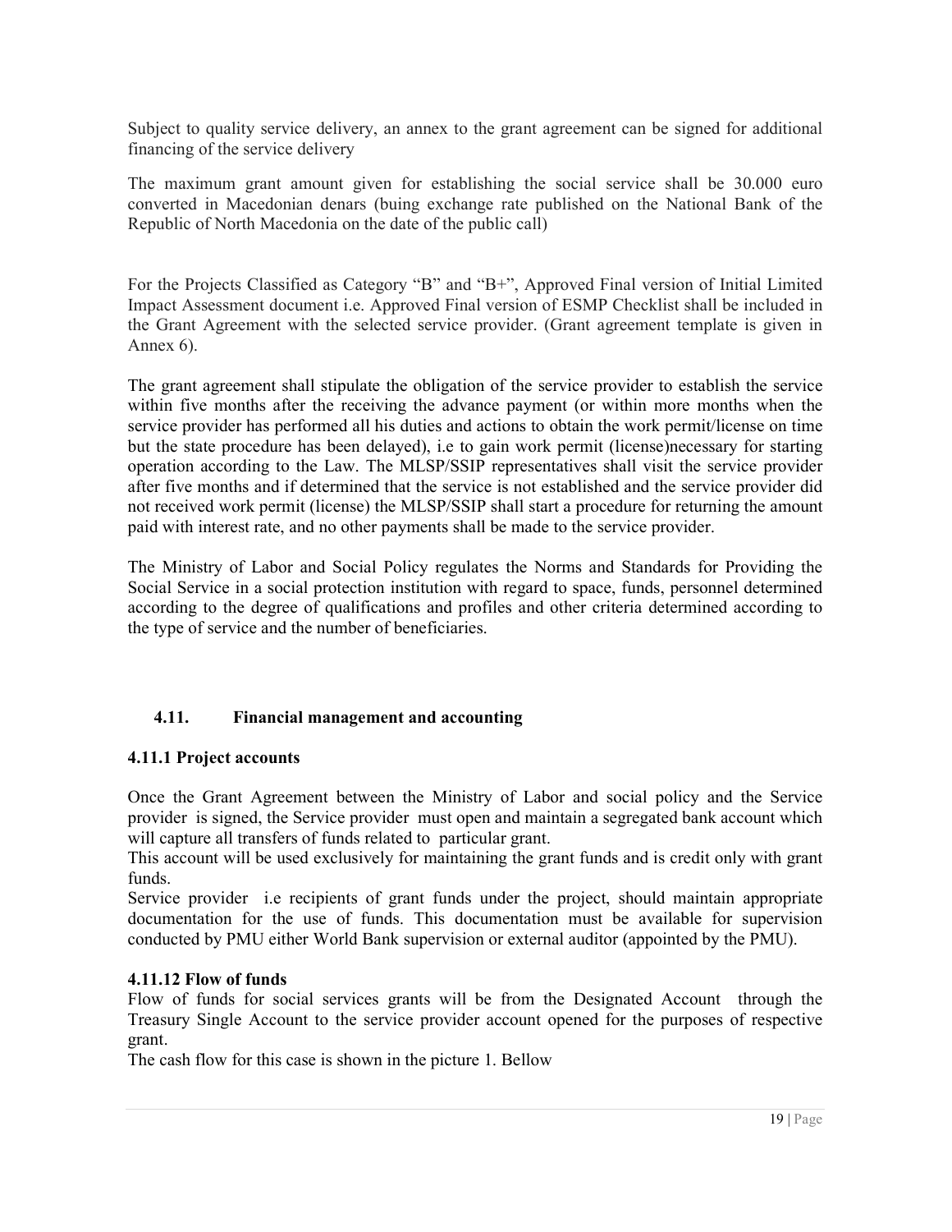Subject to quality service delivery, an annex to the grant agreement can be signed for additional financing of the service delivery

The maximum grant amount given for establishing the social service shall be 30.000 euro converted in Macedonian denars (buing exchange rate published on the National Bank of the Republic of North Macedonia on the date of the public call)

For the Projects Classified as Category "B" and "B+", Approved Final version of Initial Limited Impact Assessment document i.e. Approved Final version of ESMP Checklist shall be included in the Grant Agreement with the selected service provider. (Grant agreement template is given in Annex 6).

The grant agreement shall stipulate the obligation of the service provider to establish the service within five months after the receiving the advance payment (or within more months when the service provider has performed all his duties and actions to obtain the work permit/license on time but the state procedure has been delayed), i.e to gain work permit (license)necessary for starting operation according to the Law. The MLSP/SSIP representatives shall visit the service provider after five months and if determined that the service is not established and the service provider did not received work permit (license) the MLSP/SSIP shall start a procedure for returning the amount paid with interest rate, and no other payments shall be made to the service provider.

The Ministry of Labor and Social Policy regulates the Norms and Standards for Providing the Social Service in a social protection institution with regard to space, funds, personnel determined according to the degree of qualifications and profiles and other criteria determined according to the type of service and the number of beneficiaries.

## 4.11. Financial management and accounting

### 4.11.1 Project accounts

Once the Grant Agreement between the Ministry of Labor and social policy and the Service provider is signed, the Service provider must open and maintain a segregated bank account which will capture all transfers of funds related to particular grant.

This account will be used exclusively for maintaining the grant funds and is credit only with grant funds.

Service provider i.e recipients of grant funds under the project, should maintain appropriate documentation for the use of funds. This documentation must be available for supervision conducted by PMU either World Bank supervision or external auditor (appointed by the PMU).

### 4.11.12 Flow of funds

Flow of funds for social services grants will be from the Designated Account through the Treasury Single Account to the service provider account opened for the purposes of respective grant.

The cash flow for this case is shown in the picture 1. Bellow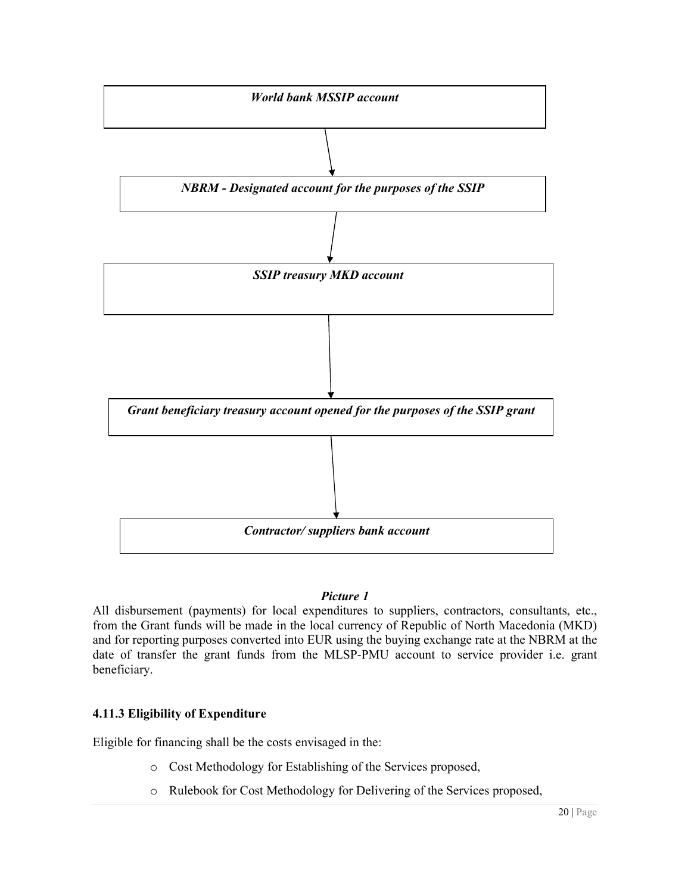*World bank MSSIP account*

↓

*NBRM - Designated account for the purposes of the SSIP*

↓

*SSIP treasury MKD account*

↓

*Grant beneficiary treasury account opened for the purposes of the SSIP grant*

↓

*Contractor/ suppliers bank account*

***Picture 1***

All disbursement (payments) for local expenditures to suppliers, contractors, consultants, etc., from the Grant funds will be made in the local currency of Republic of North Macedonia (MKD) and for reporting purposes converted into EUR using the buying exchange rate at the NBRM at the date of transfer the grant funds from the MLSP-PMU account to service provider i.e. grant beneficiary.

### 4.11.3 Eligibility of Expenditure

Eligible for financing shall be the costs envisaged in the:

- Cost Methodology for Establishing of the Services proposed,
- Rulebook for Cost Methodology for Delivering of the Services proposed,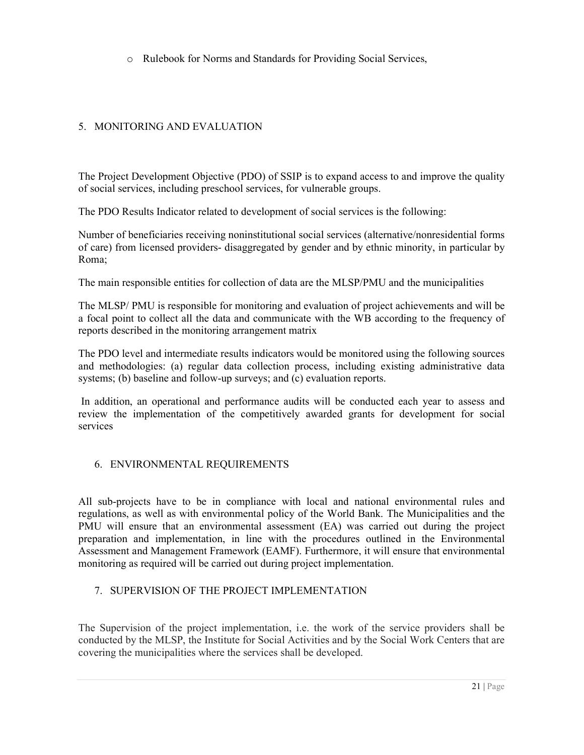- Rulebook for Norms and Standards for Providing Social Services,

## 5. MONITORING AND EVALUATION

The Project Development Objective (PDO) of SSIP is to expand access to and improve the quality of social services, including preschool services, for vulnerable groups.

The PDO Results Indicator related to development of social services is the following:

Number of beneficiaries receiving noninstitutional social services (alternative/nonresidential forms of care) from licensed providers- disaggregated by gender and by ethnic minority, in particular by Roma;

The main responsible entities for collection of data are the MLSP/PMU and the municipalities

The MLSP/ PMU is responsible for monitoring and evaluation of project achievements and will be a focal point to collect all the data and communicate with the WB according to the frequency of reports described in the monitoring arrangement matrix

The PDO level and intermediate results indicators would be monitored using the following sources and methodologies: (a) regular data collection process, including existing administrative data systems; (b) baseline and follow-up surveys; and (c) evaluation reports.

In addition, an operational and performance audits will be conducted each year to assess and review the implementation of the competitively awarded grants for development for social services

## 6. ENVIRONMENTAL REQUIREMENTS

All sub-projects have to be in compliance with local and national environmental rules and regulations, as well as with environmental policy of the World Bank. The Municipalities and the PMU will ensure that an environmental assessment (EA) was carried out during the project preparation and implementation, in line with the procedures outlined in the Environmental Assessment and Management Framework (EAMF). Furthermore, it will ensure that environmental monitoring as required will be carried out during project implementation.

## 7. SUPERVISION OF THE PROJECT IMPLEMENTATION

The Supervision of the project implementation, i.e. the work of the service providers shall be conducted by the MLSP, the Institute for Social Activities and by the Social Work Centers that are covering the municipalities where the services shall be developed.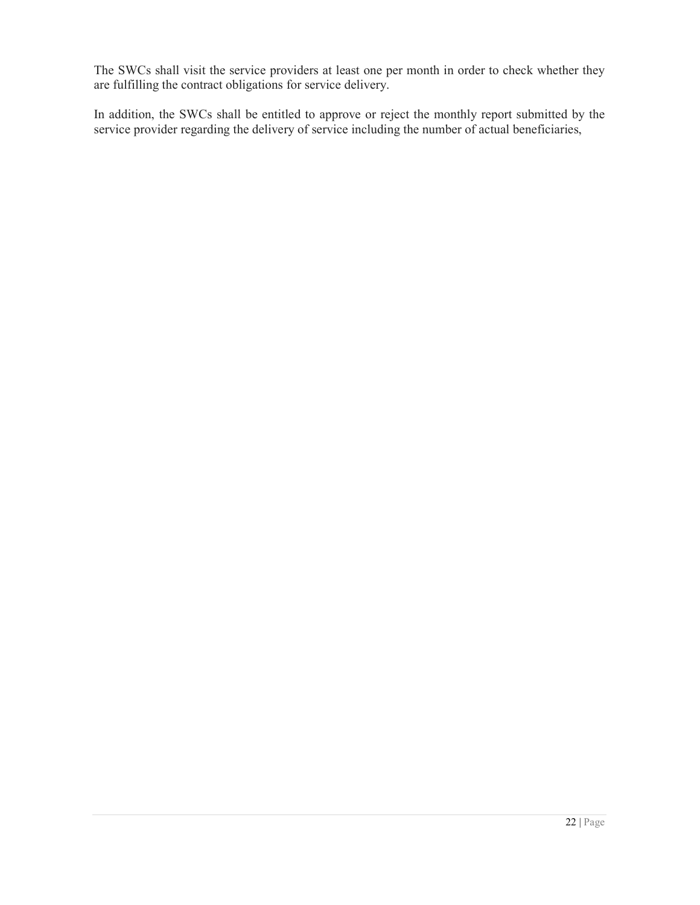The SWCs shall visit the service providers at least one per month in order to check whether they are fulfilling the contract obligations for service delivery.

In addition, the SWCs shall be entitled to approve or reject the monthly report submitted by the service provider regarding the delivery of service including the number of actual beneficiaries,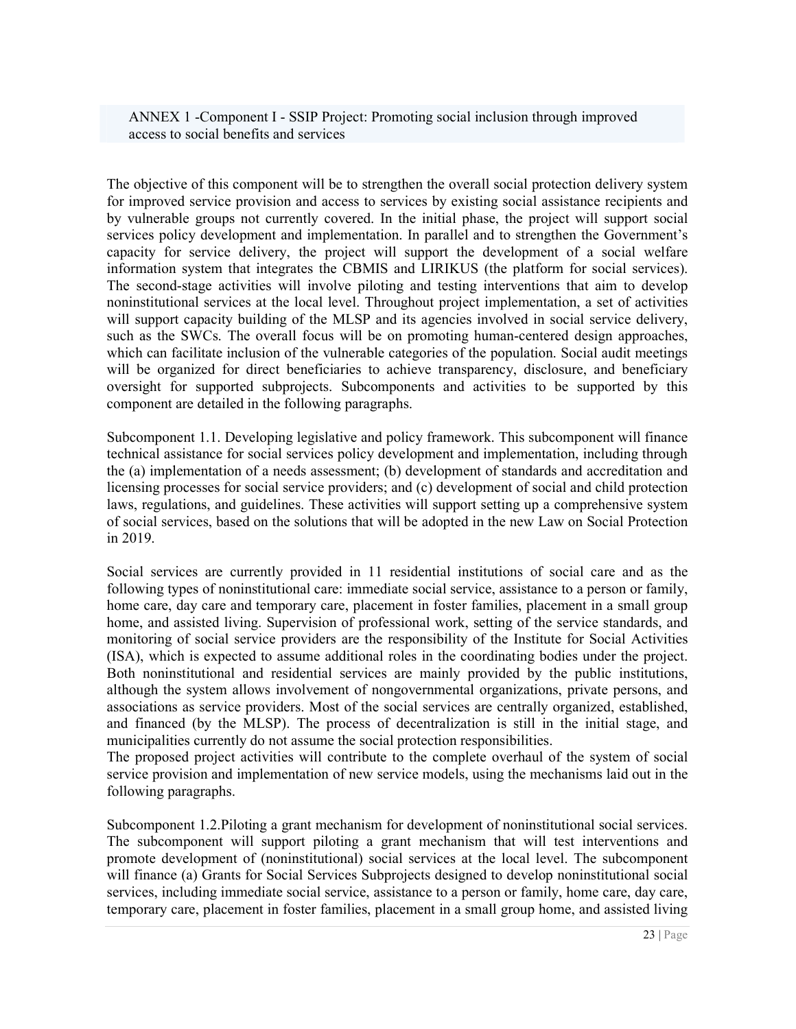## ANNEX 1 -Component I - SSIP Project: Promoting social inclusion through improved access to social benefits and services

The objective of this component will be to strengthen the overall social protection delivery system for improved service provision and access to services by existing social assistance recipients and by vulnerable groups not currently covered. In the initial phase, the project will support social services policy development and implementation. In parallel and to strengthen the Government's capacity for service delivery, the project will support the development of a social welfare information system that integrates the CBMIS and LIRIKUS (the platform for social services). The second-stage activities will involve piloting and testing interventions that aim to develop noninstitutional services at the local level. Throughout project implementation, a set of activities will support capacity building of the MLSP and its agencies involved in social service delivery, such as the SWCs. The overall focus will be on promoting human-centered design approaches, which can facilitate inclusion of the vulnerable categories of the population. Social audit meetings will be organized for direct beneficiaries to achieve transparency, disclosure, and beneficiary oversight for supported subprojects. Subcomponents and activities to be supported by this component are detailed in the following paragraphs.

Subcomponent 1.1. Developing legislative and policy framework. This subcomponent will finance technical assistance for social services policy development and implementation, including through the (a) implementation of a needs assessment; (b) development of standards and accreditation and licensing processes for social service providers; and (c) development of social and child protection laws, regulations, and guidelines. These activities will support setting up a comprehensive system of social services, based on the solutions that will be adopted in the new Law on Social Protection in 2019.

Social services are currently provided in 11 residential institutions of social care and as the following types of noninstitutional care: immediate social service, assistance to a person or family, home care, day care and temporary care, placement in foster families, placement in a small group home, and assisted living. Supervision of professional work, setting of the service standards, and monitoring of social service providers are the responsibility of the Institute for Social Activities (ISA), which is expected to assume additional roles in the coordinating bodies under the project. Both noninstitutional and residential services are mainly provided by the public institutions, although the system allows involvement of nongovernmental organizations, private persons, and associations as service providers. Most of the social services are centrally organized, established, and financed (by the MLSP). The process of decentralization is still in the initial stage, and municipalities currently do not assume the social protection responsibilities.

The proposed project activities will contribute to the complete overhaul of the system of social service provision and implementation of new service models, using the mechanisms laid out in the following paragraphs.

Subcomponent 1.2.Piloting a grant mechanism for development of noninstitutional social services. The subcomponent will support piloting a grant mechanism that will test interventions and promote development of (noninstitutional) social services at the local level. The subcomponent will finance (a) Grants for Social Services Subprojects designed to develop noninstitutional social services, including immediate social service, assistance to a person or family, home care, day care, temporary care, placement in foster families, placement in a small group home, and assisted living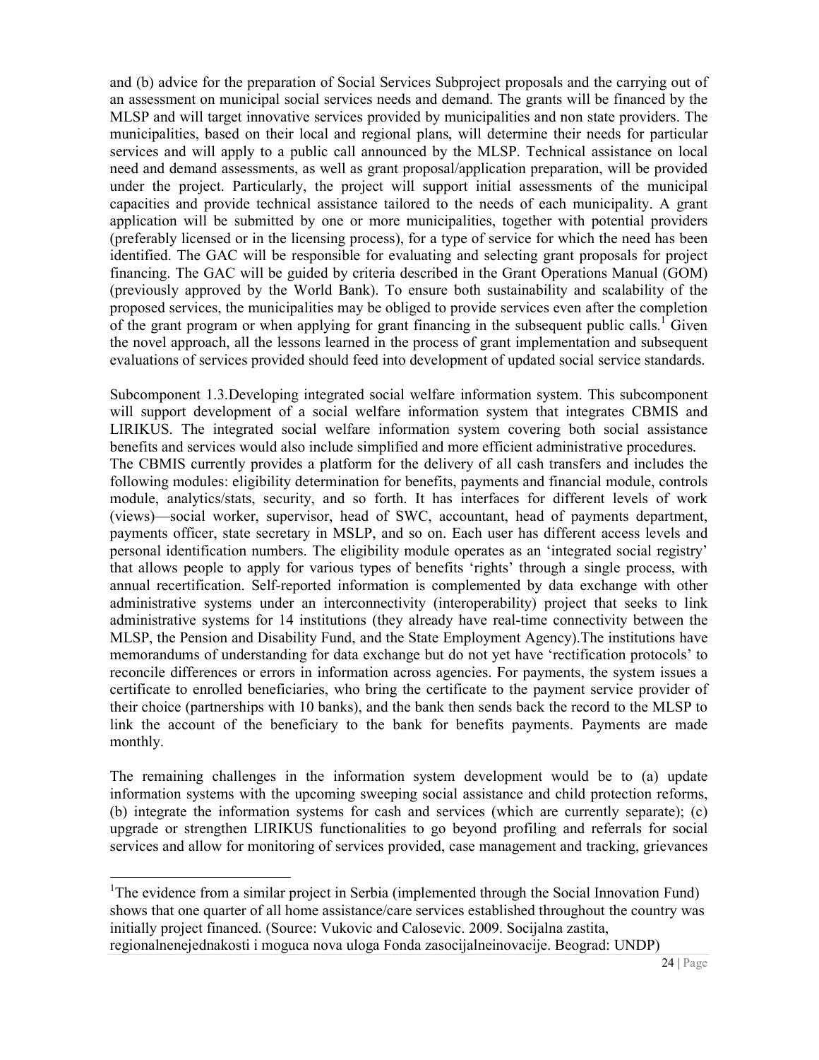and (b) advice for the preparation of Social Services Subproject proposals and the carrying out of an assessment on municipal social services needs and demand. The grants will be financed by the MLSP and will target innovative services provided by municipalities and non state providers. The municipalities, based on their local and regional plans, will determine their needs for particular services and will apply to a public call announced by the MLSP. Technical assistance on local need and demand assessments, as well as grant proposal/application preparation, will be provided under the project. Particularly, the project will support initial assessments of the municipal capacities and provide technical assistance tailored to the needs of each municipality. A grant application will be submitted by one or more municipalities, together with potential providers (preferably licensed or in the licensing process), for a type of service for which the need has been identified. The GAC will be responsible for evaluating and selecting grant proposals for project financing. The GAC will be guided by criteria described in the Grant Operations Manual (GOM) (previously approved by the World Bank). To ensure both sustainability and scalability of the proposed services, the municipalities may be obliged to provide services even after the completion of the grant program or when applying for grant financing in the subsequent public calls.[1] Given the novel approach, all the lessons learned in the process of grant implementation and subsequent evaluations of services provided should feed into development of updated social service standards.

Subcomponent 1.3.Developing integrated social welfare information system. This subcomponent will support development of a social welfare information system that integrates CBMIS and LIRIKUS. The integrated social welfare information system covering both social assistance benefits and services would also include simplified and more efficient administrative procedures.

The CBMIS currently provides a platform for the delivery of all cash transfers and includes the following modules: eligibility determination for benefits, payments and financial module, controls module, analytics/stats, security, and so forth. It has interfaces for different levels of work (views)—social worker, supervisor, head of SWC, accountant, head of payments department, payments officer, state secretary in MSLP, and so on. Each user has different access levels and personal identification numbers. The eligibility module operates as an 'integrated social registry' that allows people to apply for various types of benefits 'rights' through a single process, with annual recertification. Self-reported information is complemented by data exchange with other administrative systems under an interconnectivity (interoperability) project that seeks to link administrative systems for 14 institutions (they already have real-time connectivity between the MLSP, the Pension and Disability Fund, and the State Employment Agency).The institutions have memorandums of understanding for data exchange but do not yet have 'rectification protocols' to reconcile differences or errors in information across agencies. For payments, the system issues a certificate to enrolled beneficiaries, who bring the certificate to the payment service provider of their choice (partnerships with 10 banks), and the bank then sends back the record to the MLSP to link the account of the beneficiary to the bank for benefits payments. Payments are made monthly.

The remaining challenges in the information system development would be to (a) update information systems with the upcoming sweeping social assistance and child protection reforms, (b) integrate the information systems for cash and services (which are currently separate); (c) upgrade or strengthen LIRIKUS functionalities to go beyond profiling and referrals for social services and allow for monitoring of services provided, case management and tracking, grievances

[1] The evidence from a similar project in Serbia (implemented through the Social Innovation Fund) shows that one quarter of all home assistance/care services established throughout the country was initially project financed. (Source: Vukovic and Calosevic. 2009. Socijalna zastita, regionalnenejednakosti i moguca nova uloga Fonda zasocijalneinovacije. Beograd: UNDP)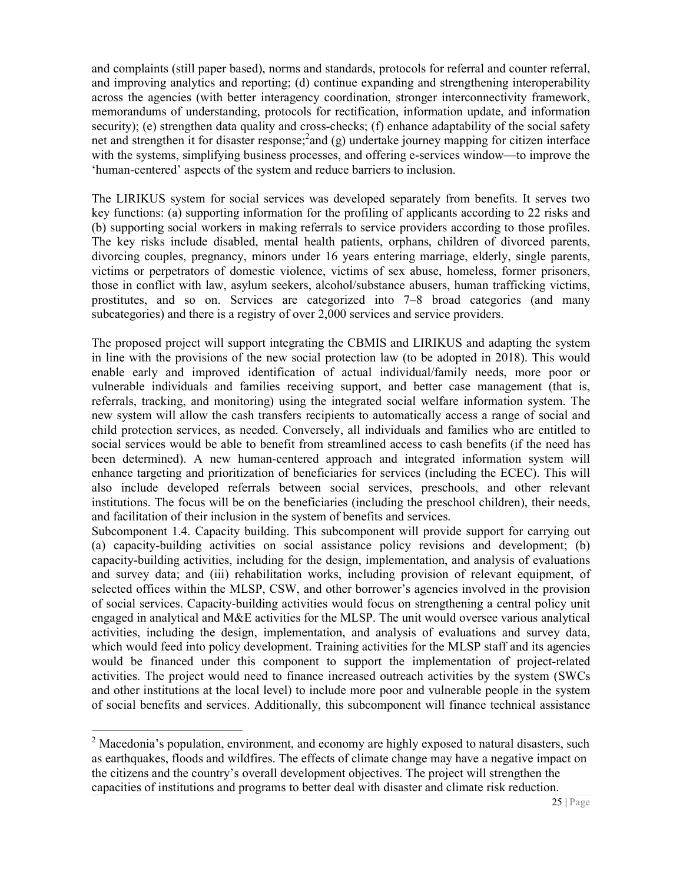and complaints (still paper based), norms and standards, protocols for referral and counter referral, and improving analytics and reporting; (d) continue expanding and strengthening interoperability across the agencies (with better interagency coordination, stronger interconnectivity framework, memorandums of understanding, protocols for rectification, information update, and information security); (e) strengthen data quality and cross-checks; (f) enhance adaptability of the social safety net and strengthen it for disaster response;[2] and (g) undertake journey mapping for citizen interface with the systems, simplifying business processes, and offering e-services window—to improve the 'human-centered' aspects of the system and reduce barriers to inclusion.

The LIRIKUS system for social services was developed separately from benefits. It serves two key functions: (a) supporting information for the profiling of applicants according to 22 risks and (b) supporting social workers in making referrals to service providers according to those profiles. The key risks include disabled, mental health patients, orphans, children of divorced parents, divorcing couples, pregnancy, minors under 16 years entering marriage, elderly, single parents, victims or perpetrators of domestic violence, victims of sex abuse, homeless, former prisoners, those in conflict with law, asylum seekers, alcohol/substance abusers, human trafficking victims, prostitutes, and so on. Services are categorized into 7–8 broad categories (and many subcategories) and there is a registry of over 2,000 services and service providers.

The proposed project will support integrating the CBMIS and LIRIKUS and adapting the system in line with the provisions of the new social protection law (to be adopted in 2018). This would enable early and improved identification of actual individual/family needs, more poor or vulnerable individuals and families receiving support, and better case management (that is, referrals, tracking, and monitoring) using the integrated social welfare information system. The new system will allow the cash transfers recipients to automatically access a range of social and child protection services, as needed. Conversely, all individuals and families who are entitled to social services would be able to benefit from streamlined access to cash benefits (if the need has been determined). A new human-centered approach and integrated information system will enhance targeting and prioritization of beneficiaries for services (including the ECEC). This will also include developed referrals between social services, preschools, and other relevant institutions. The focus will be on the beneficiaries (including the preschool children), their needs, and facilitation of their inclusion in the system of benefits and services.

Subcomponent 1.4. Capacity building. This subcomponent will provide support for carrying out (a) capacity-building activities on social assistance policy revisions and development; (b) capacity-building activities, including for the design, implementation, and analysis of evaluations and survey data; and (iii) rehabilitation works, including provision of relevant equipment, of selected offices within the MLSP, CSW, and other borrower's agencies involved in the provision of social services. Capacity-building activities would focus on strengthening a central policy unit engaged in analytical and M&E activities for the MLSP. The unit would oversee various analytical activities, including the design, implementation, and analysis of evaluations and survey data, which would feed into policy development. Training activities for the MLSP staff and its agencies would be financed under this component to support the implementation of project-related activities. The project would need to finance increased outreach activities by the system (SWCs and other institutions at the local level) to include more poor and vulnerable people in the system of social benefits and services. Additionally, this subcomponent will finance technical assistance

---

[2] Macedonia's population, environment, and economy are highly exposed to natural disasters, such as earthquakes, floods and wildfires. The effects of climate change may have a negative impact on the citizens and the country's overall development objectives. The project will strengthen the capacities of institutions and programs to better deal with disaster and climate risk reduction.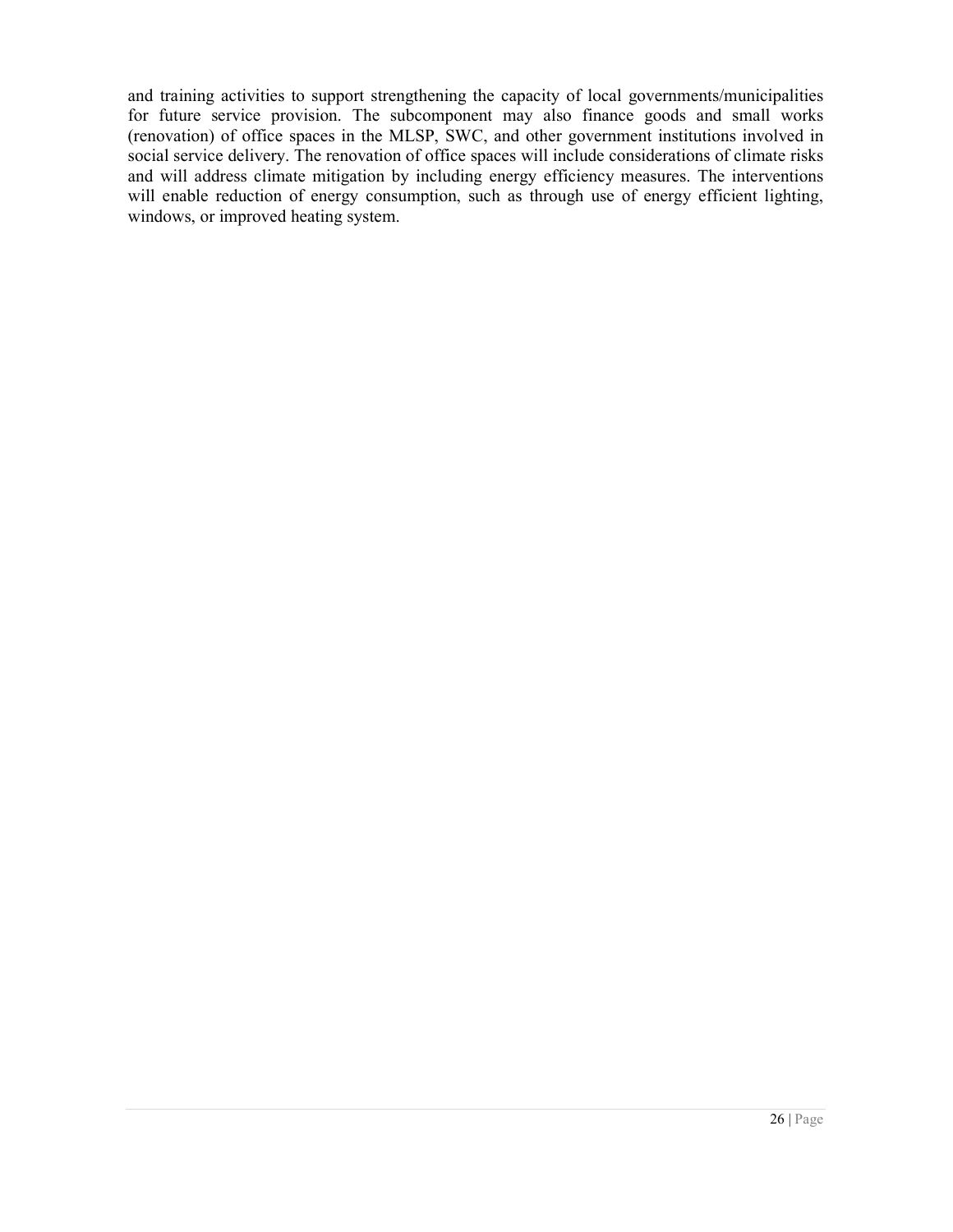and training activities to support strengthening the capacity of local governments/municipalities for future service provision. The subcomponent may also finance goods and small works (renovation) of office spaces in the MLSP, SWC, and other government institutions involved in social service delivery. The renovation of office spaces will include considerations of climate risks and will address climate mitigation by including energy efficiency measures. The interventions will enable reduction of energy consumption, such as through use of energy efficient lighting, windows, or improved heating system.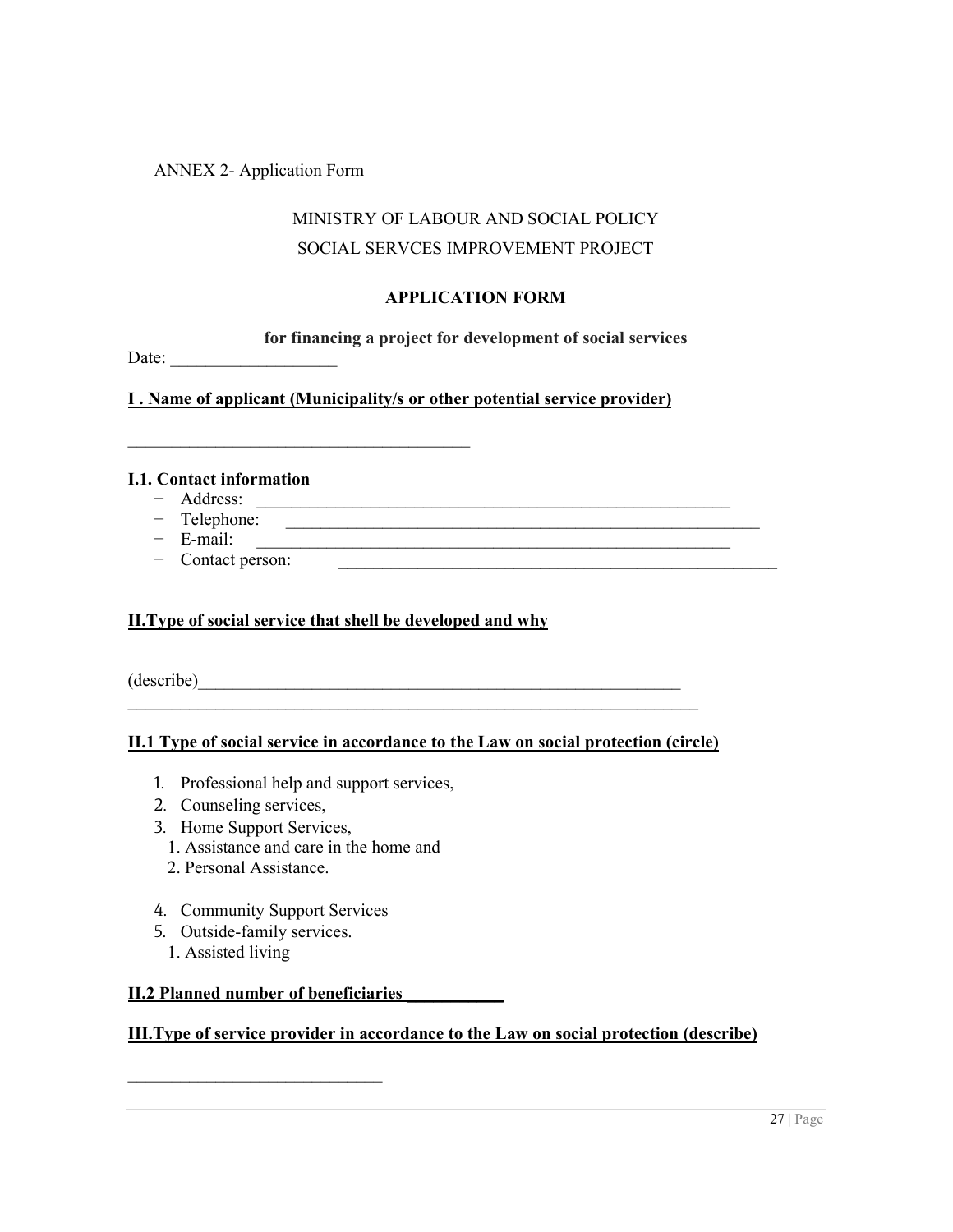ANNEX 2- Application Form

MINISTRY OF LABOUR AND SOCIAL POLICY

SOCIAL SERVCES IMPROVEMENT PROJECT

**APPLICATION FORM**

**for financing a project for development of social services**

Date: ___________________

**I . Name of applicant (Municipality/s or other potential service provider)**

______________________________________

**I.1. Contact information**

- Address: ________________________________________________________
- Telephone: ________________________________________________________
- E-mail: ________________________________________________________
- Contact person: ________________________________________________

**II.Type of social service that shell be developed and why**

(describe)__________________________________________________________
______________________________________________________________________

**II.1 Type of social service in accordance to the Law on social protection (circle)**

1. Professional help and support services,
2. Counseling services,
3. Home Support Services,
   1. Assistance and care in the home and
   2. Personal Assistance.
4. Community Support Services
5. Outside-family services.
   1. Assisted living

**II.2 Planned number of beneficiaries___________**

**III.Type of service provider in accordance to the Law on social protection (describe)**

____________________________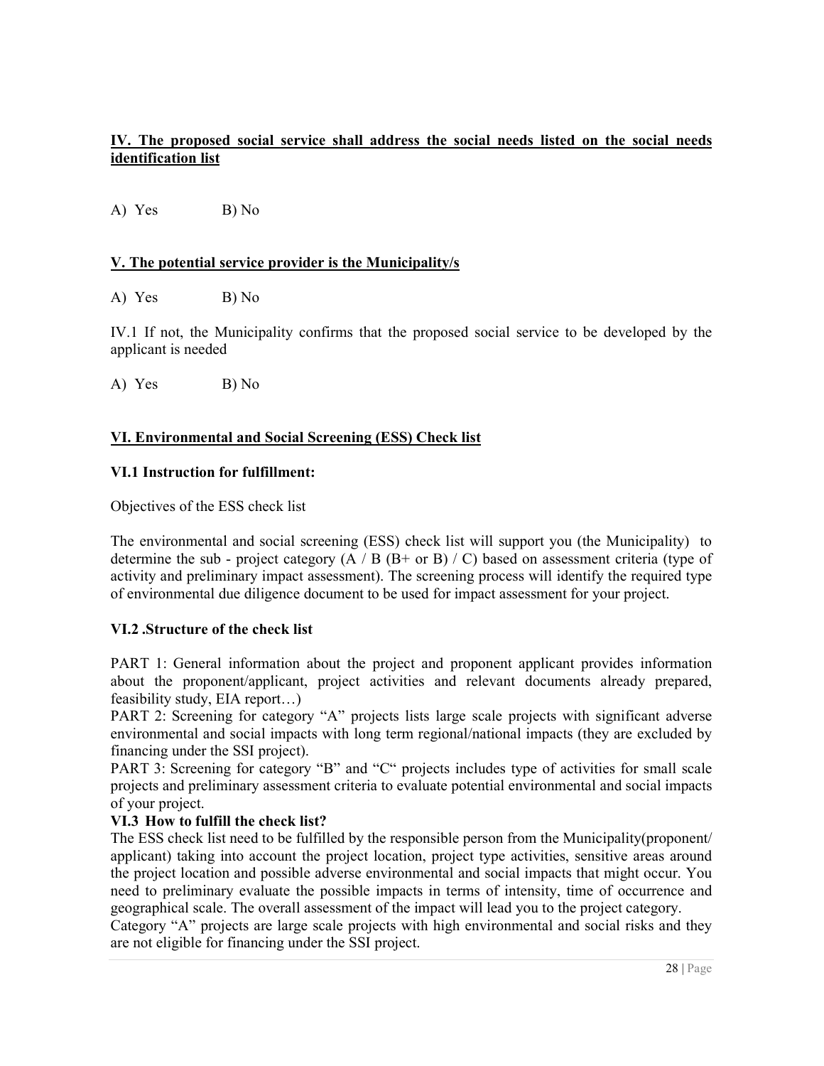**IV. The proposed social service shall address the social needs listed on the social needs identification list**

A) Yes B) No

**V. The potential service provider is the Municipality/s**

A) Yes B) No

IV.1 If not, the Municipality confirms that the proposed social service to be developed by the applicant is needed

A) Yes B) No

**VI. Environmental and Social Screening (ESS) Check list**

**VI.1 Instruction for fulfillment:**

Objectives of the ESS check list

The environmental and social screening (ESS) check list will support you (the Municipality) to determine the sub - project category (A / B (B+ or B) / C) based on assessment criteria (type of activity and preliminary impact assessment). The screening process will identify the required type of environmental due diligence document to be used for impact assessment for your project.

**VI.2 .Structure of the check list**

PART 1: General information about the project and proponent applicant provides information about the proponent/applicant, project activities and relevant documents already prepared, feasibility study, EIA report…)

PART 2: Screening for category "A" projects lists large scale projects with significant adverse environmental and social impacts with long term regional/national impacts (they are excluded by financing under the SSI project).

PART 3: Screening for category "B" and "C" projects includes type of activities for small scale projects and preliminary assessment criteria to evaluate potential environmental and social impacts of your project.

**VI.3 How to fulfill the check list?**

The ESS check list need to be fulfilled by the responsible person from the Municipality(proponent/ applicant) taking into account the project location, project type activities, sensitive areas around the project location and possible adverse environmental and social impacts that might occur. You need to preliminary evaluate the possible impacts in terms of intensity, time of occurrence and geographical scale. The overall assessment of the impact will lead you to the project category.

Category "A" projects are large scale projects with high environmental and social risks and they are not eligible for financing under the SSI project.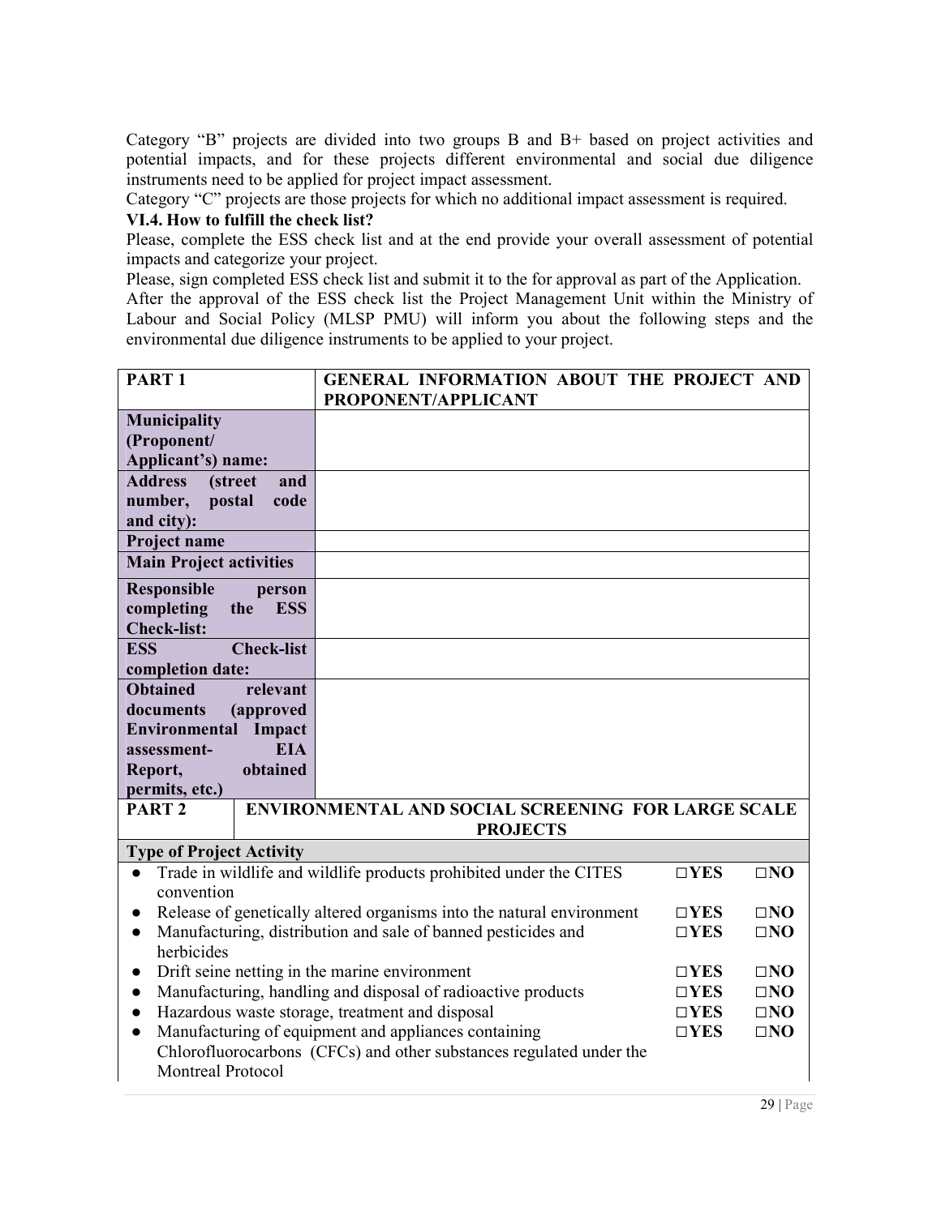Category "B" projects are divided into two groups B and B+ based on project activities and potential impacts, and for these projects different environmental and social due diligence instruments need to be applied for project impact assessment.

Category "C" projects are those projects for which no additional impact assessment is required.

### VI.4. How to fulfill the check list?

Please, complete the ESS check list and at the end provide your overall assessment of potential impacts and categorize your project.

Please, sign completed ESS check list and submit it to the for approval as part of the Application.

After the approval of the ESS check list the Project Management Unit within the Ministry of Labour and Social Policy (MLSP PMU) will inform you about the following steps and the environmental due diligence instruments to be applied to your project.

| **PART 1** | **GENERAL INFORMATION ABOUT THE PROJECT AND PROPONENT/APPLICANT** |
|---|---|
| **Municipality (Proponent/ Applicant's) name:** | |
| **Address (street and number, postal code and city):** | |
| **Project name** | |
| **Main Project activities** | |
| **Responsible person completing the ESS Check-list:** | |
| **ESS Check-list completion date:** | |
| **Obtained relevant documents (approved Environmental Impact assessment- EIA Report, obtained permits, etc.)** | |

| **PART 2** | **ENVIRONMENTAL AND SOCIAL SCREENING FOR LARGE SCALE PROJECTS** | | |
|---|---|---|---|
| **Type of Project Activity** | | | |
| ● Trade in wildlife and wildlife products prohibited under the CITES convention | | □**YES** | □**NO** |
| ● Release of genetically altered organisms into the natural environment | | □**YES** | □**NO** |
| ● Manufacturing, distribution and sale of banned pesticides and herbicides | | □**YES** | □**NO** |
| ● Drift seine netting in the marine environment | | □**YES** | □**NO** |
| ● Manufacturing, handling and disposal of radioactive products | | □**YES** | □**NO** |
| ● Hazardous waste storage, treatment and disposal | | □**YES** | □**NO** |
| ● Manufacturing of equipment and appliances containing Chlorofluorocarbons (CFCs) and other substances regulated under the Montreal Protocol | | □**YES** | □**NO** |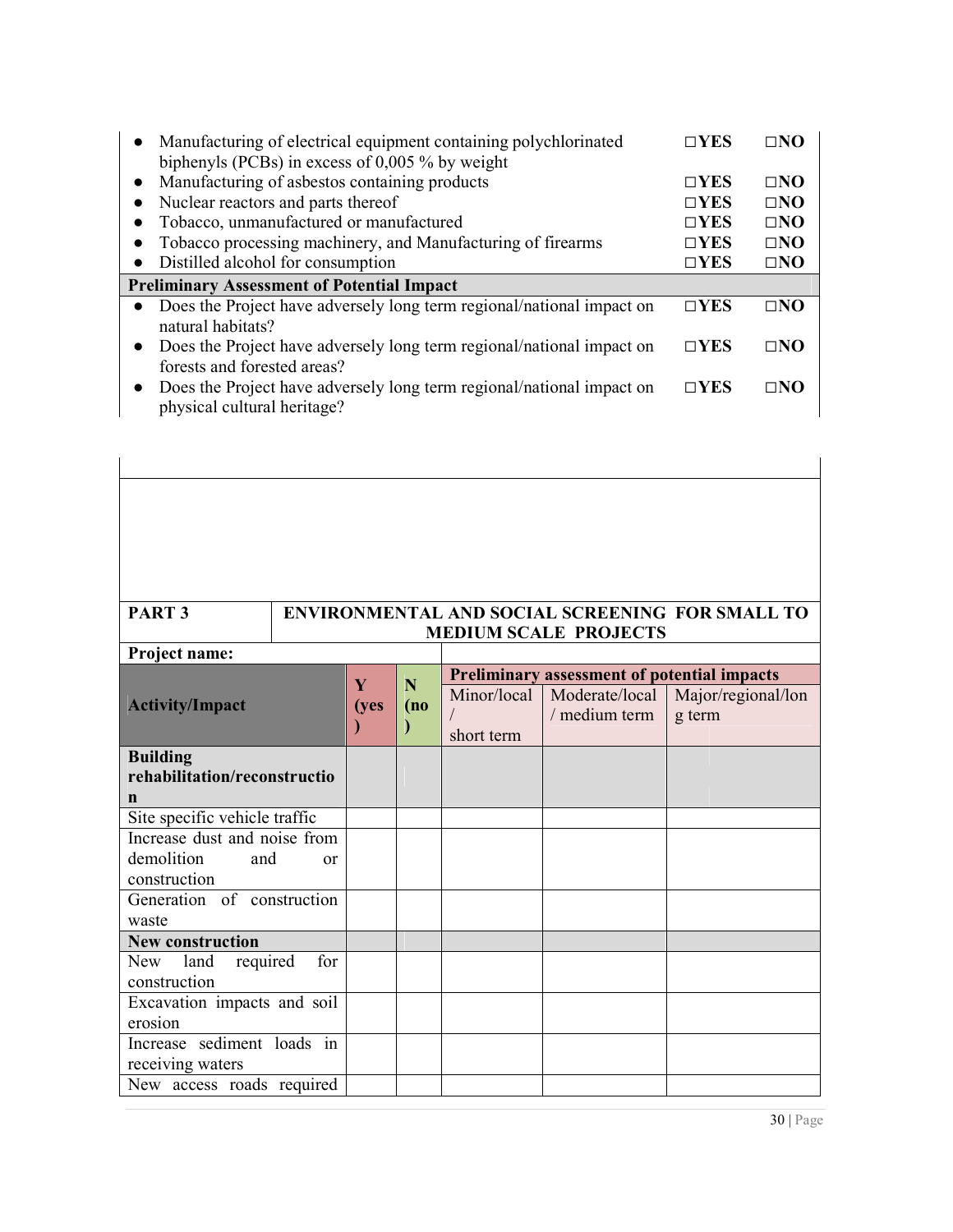| | | |
|---|---|---|
| • Manufacturing of electrical equipment containing polychlorinated biphenyls (PCBs) in excess of 0,005 % by weight | □YES | □NO |
| • Manufacturing of asbestos containing products | □YES | □NO |
| • Nuclear reactors and parts thereof | □YES | □NO |
| • Tobacco, unmanufactured or manufactured | □YES | □NO |
| • Tobacco processing machinery, and Manufacturing of firearms | □YES | □NO |
| • Distilled alcohol for consumption | □YES | □NO |
| **Preliminary Assessment of Potential Impact** | | |
| • Does the Project have adversely long term regional/national impact on natural habitats? | □YES | □NO |
| • Does the Project have adversely long term regional/national impact on forests and forested areas? | □YES | □NO |
| • Does the Project have adversely long term regional/national impact on physical cultural heritage? | □YES | □NO |

**PART 3** **ENVIRONMENTAL AND SOCIAL SCREENING FOR SMALL TO MEDIUM SCALE PROJECTS**

**Project name:**

| **Activity/Impact** | **Y (yes)** | **N (no)** | **Preliminary assessment of potential impacts** | | |
|---|---|---|---|---|---|
| | | | Minor/local / short term | Moderate/local / medium term | Major/regional/long term |
| **Building rehabilitation/reconstruction** | | | | | |
| Site specific vehicle traffic | | | | | |
| Increase dust and noise from demolition and or construction | | | | | |
| Generation of construction waste | | | | | |
| **New construction** | | | | | |
| New land required for construction | | | | | |
| Excavation impacts and soil erosion | | | | | |
| Increase sediment loads in receiving waters | | | | | |
| New access roads required | | | | | |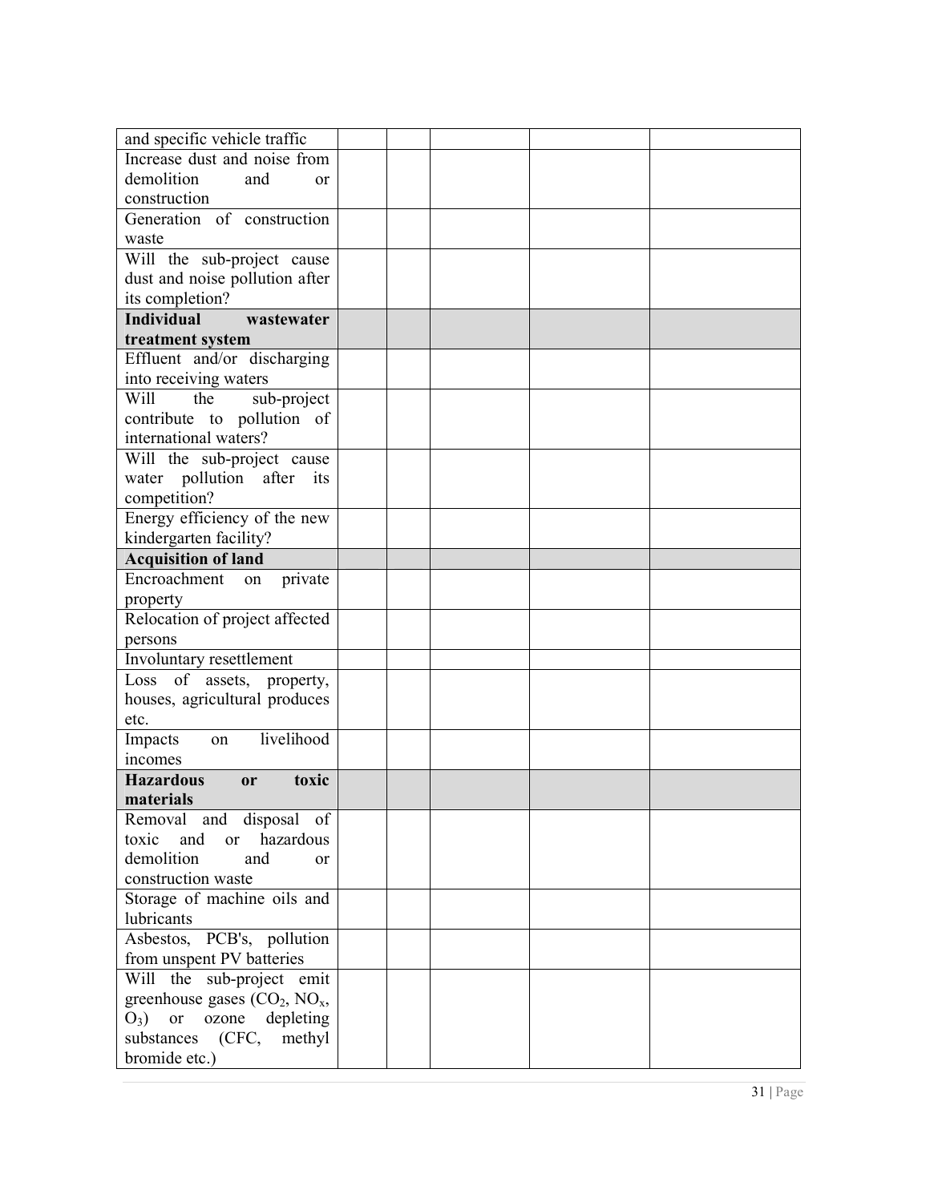| and specific vehicle traffic | | | | |
|---|---|---|---|---|
| Increase dust and noise from demolition and or construction | | | | |
| Generation of construction waste | | | | |
| Will the sub-project cause dust and noise pollution after its completion? | | | | |
| **Individual wastewater treatment system** | | | | |
| Effluent and/or discharging into receiving waters | | | | |
| Will the sub-project contribute to pollution of international waters? | | | | |
| Will the sub-project cause water pollution after its competition? | | | | |
| Energy efficiency of the new kindergarten facility? | | | | |
| **Acquisition of land** | | | | |
| Encroachment on private property | | | | |
| Relocation of project affected persons | | | | |
| Involuntary resettlement | | | | |
| Loss of assets, property, houses, agricultural produces etc. | | | | |
| Impacts on livelihood incomes | | | | |
| **Hazardous or toxic materials** | | | | |
| Removal and disposal of toxic and or hazardous demolition and or construction waste | | | | |
| Storage of machine oils and lubricants | | | | |
| Asbestos, PCB's, pollution from unspent PV batteries | | | | |
| Will the sub-project emit greenhouse gases ($CO_2$, $NO_x$, $O_3$) or ozone depleting substances (CFC, methyl bromide etc.) | | | | |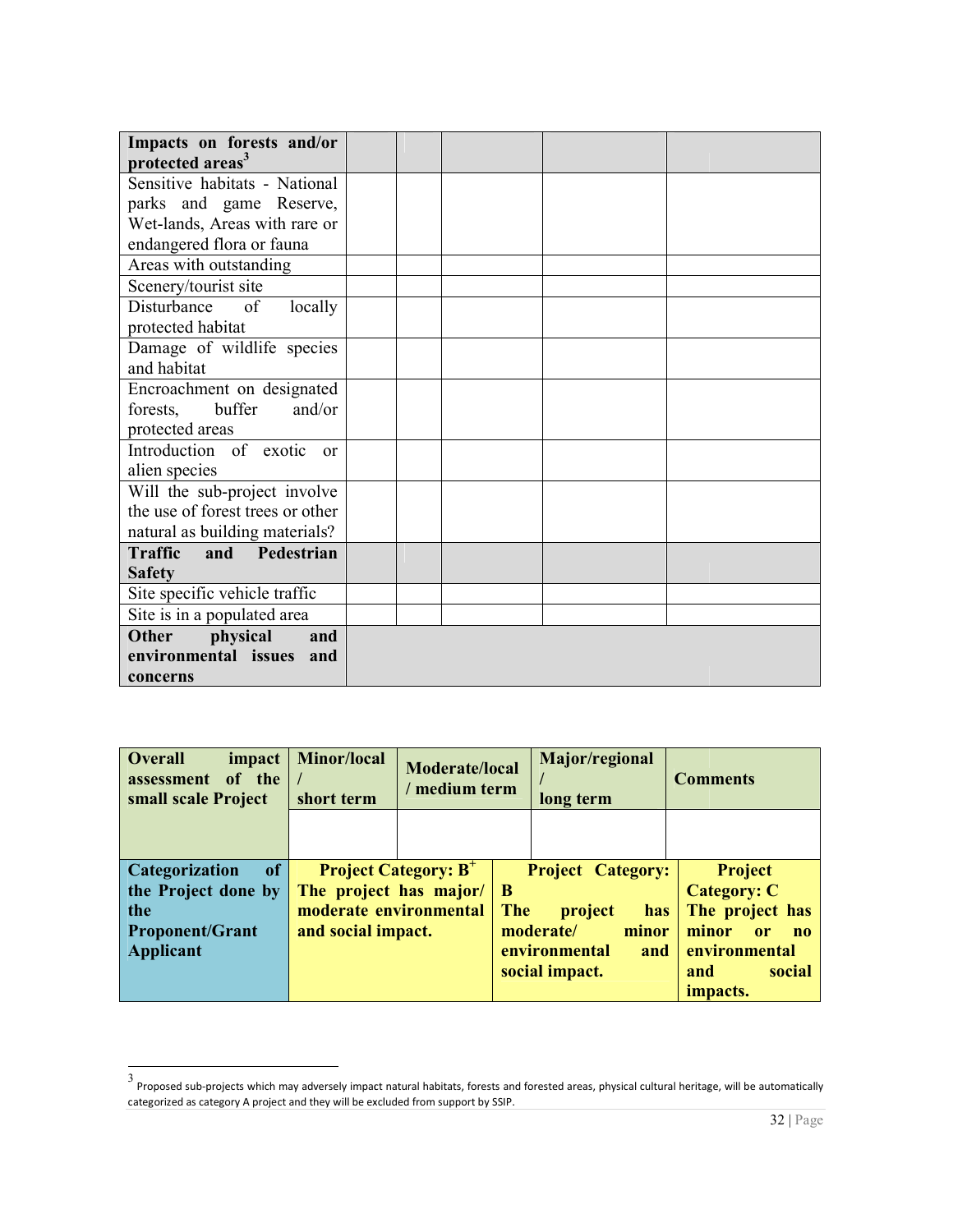| **Impacts on forests and/or protected areas**[3] | | | | |
|---|---|---|---|---|
| Sensitive habitats - National parks and game Reserve, Wet-lands, Areas with rare or endangered flora or fauna | | | | |
| Areas with outstanding | | | | |
| Scenery/tourist site | | | | |
| Disturbance of locally protected habitat | | | | |
| Damage of wildlife species and habitat | | | | |
| Encroachment on designated forests, buffer and/or protected areas | | | | |
| Introduction of exotic or alien species | | | | |
| Will the sub-project involve the use of forest trees or other natural as building materials? | | | | |
| **Traffic and Pedestrian Safety** | | | | |
| Site specific vehicle traffic | | | | |
| Site is in a populated area | | | | |
| **Other physical and environmental issues and concerns** | | | | |

| **Overall impact assessment of the small scale Project** | **Minor/local / short term** | **Moderate/local / medium term** | **Major/regional / long term** | **Comments** |
|---|---|---|---|---|
| | | | | |
| **Categorization of the Project done by the Proponent/Grant Applicant** | **Project Category: B+ The project has major/ moderate environmental and social impact.** | | **Project Category: B The project has moderate/ minor environmental and social impact.** | **Project Category: C The project has minor or no environmental and social impacts.** |

[3] Proposed sub-projects which may adversely impact natural habitats, forests and forested areas, physical cultural heritage, will be automatically categorized as category A project and they will be excluded from support by SSIP.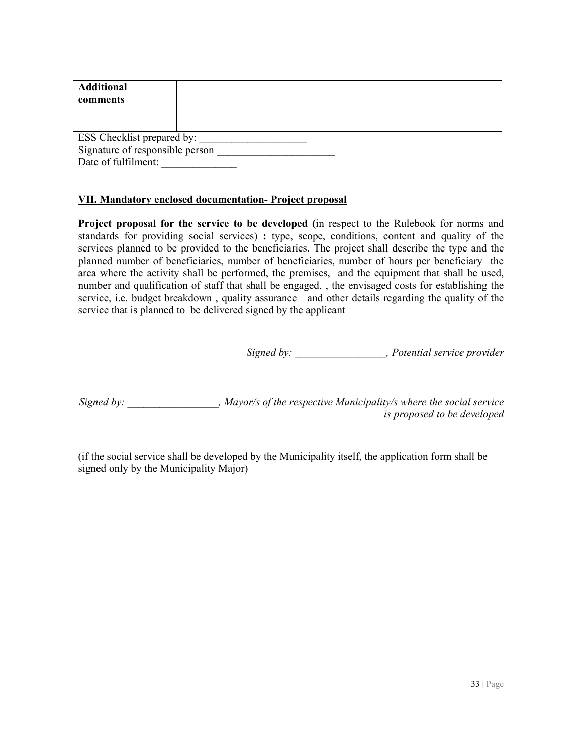| **Additional comments** | |
|---|---|

ESS Checklist prepared by: ____________________
Signature of responsible person ______________________
Date of fulfilment: ______________

## VII. Mandatory enclosed documentation- Project proposal

**Project proposal for the service to be developed (**in respect to the Rulebook for norms and standards for providing social services) **:** type, scope, conditions, content and quality of the services planned to be provided to the beneficiaries. The project shall describe the type and the planned number of beneficiaries, number of beneficiaries, number of hours per beneficiary the area where the activity shall be performed, the premises, and the equipment that shall be used, number and qualification of staff that shall be engaged, , the envisaged costs for establishing the service, i.e. budget breakdown , quality assurance and other details regarding the quality of the service that is planned to be delivered signed by the applicant

*Signed by: _________________, Potential service provider*

*Signed by: _________________, Mayor/s of the respective Municipality/s where the social service is proposed to be developed*

(if the social service shall be developed by the Municipality itself, the application form shall be signed only by the Municipality Major)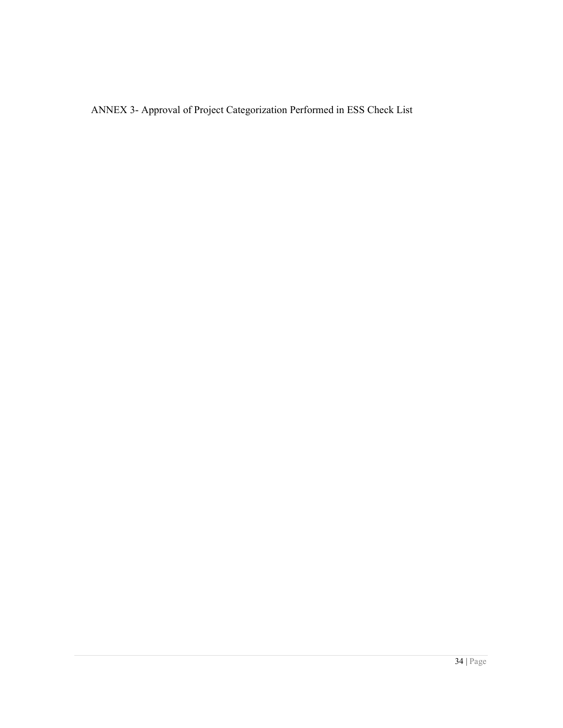ANNEX 3- Approval of Project Categorization Performed in ESS Check List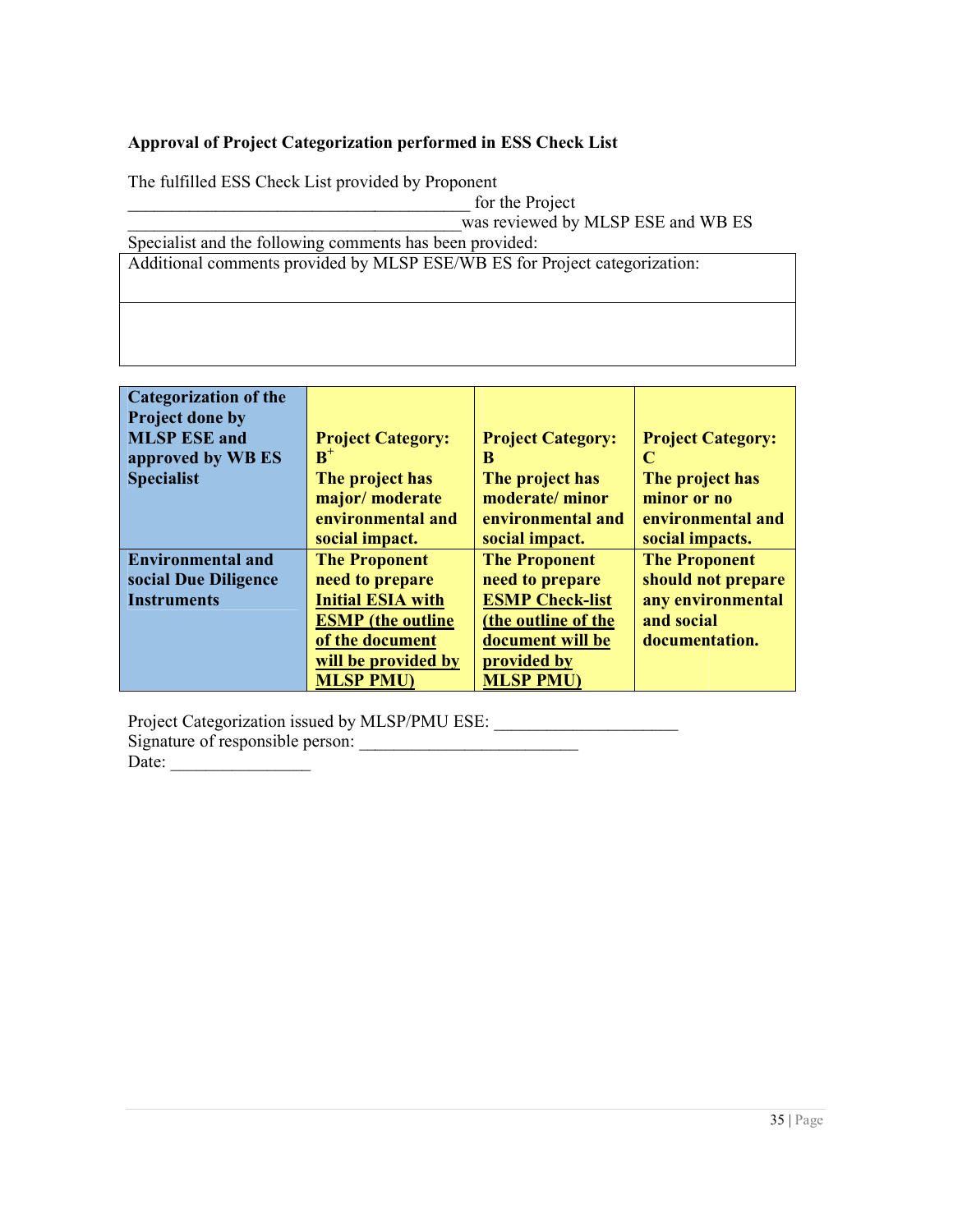**Approval of Project Categorization performed in ESS Check List**

The fulfilled ESS Check List provided by Proponent \_\_\_\_\_\_\_\_\_\_\_\_\_\_\_\_\_\_\_\_\_\_\_\_\_\_\_\_\_\_\_\_\_\_\_\_\_\_\_\_ for the Project \_\_\_\_\_\_\_\_\_\_\_\_\_\_\_\_\_\_\_\_\_\_\_\_\_\_\_\_\_\_\_\_\_\_\_\_\_\_\_\_was reviewed by MLSP ESE and WB ES Specialist and the following comments has been provided:

| Additional comments provided by MLSP ESE/WB ES for Project categorization: |
|---|
| |

| **Categorization of the Project done by MLSP ESE and approved by WB ES Specialist** | **Project Category: B+** **The project has major/ moderate environmental and social impact.** | **Project Category: B** **The project has moderate/ minor environmental and social impact.** | **Project Category: C** **The project has minor or no environmental and social impacts.** |
|---|---|---|---|
| **Environmental and social Due Diligence Instruments** | **The Proponent need to prepare <u>Initial ESIA with ESMP (the outline of the document will be provided by MLSP PMU)</u>** | **The Proponent need to prepare <u>ESMP Check-list (the outline of the document will be provided by MLSP PMU)</u>** | **The Proponent should not prepare any environmental and social documentation.** |

Project Categorization issued by MLSP/PMU ESE: \_\_\_\_\_\_\_\_\_\_\_\_\_\_\_\_\_\_\_\_
Signature of responsible person: \_\_\_\_\_\_\_\_\_\_\_\_\_\_\_\_\_\_\_\_\_\_\_\_\_
Date: \_\_\_\_\_\_\_\_\_\_\_\_\_\_\_\_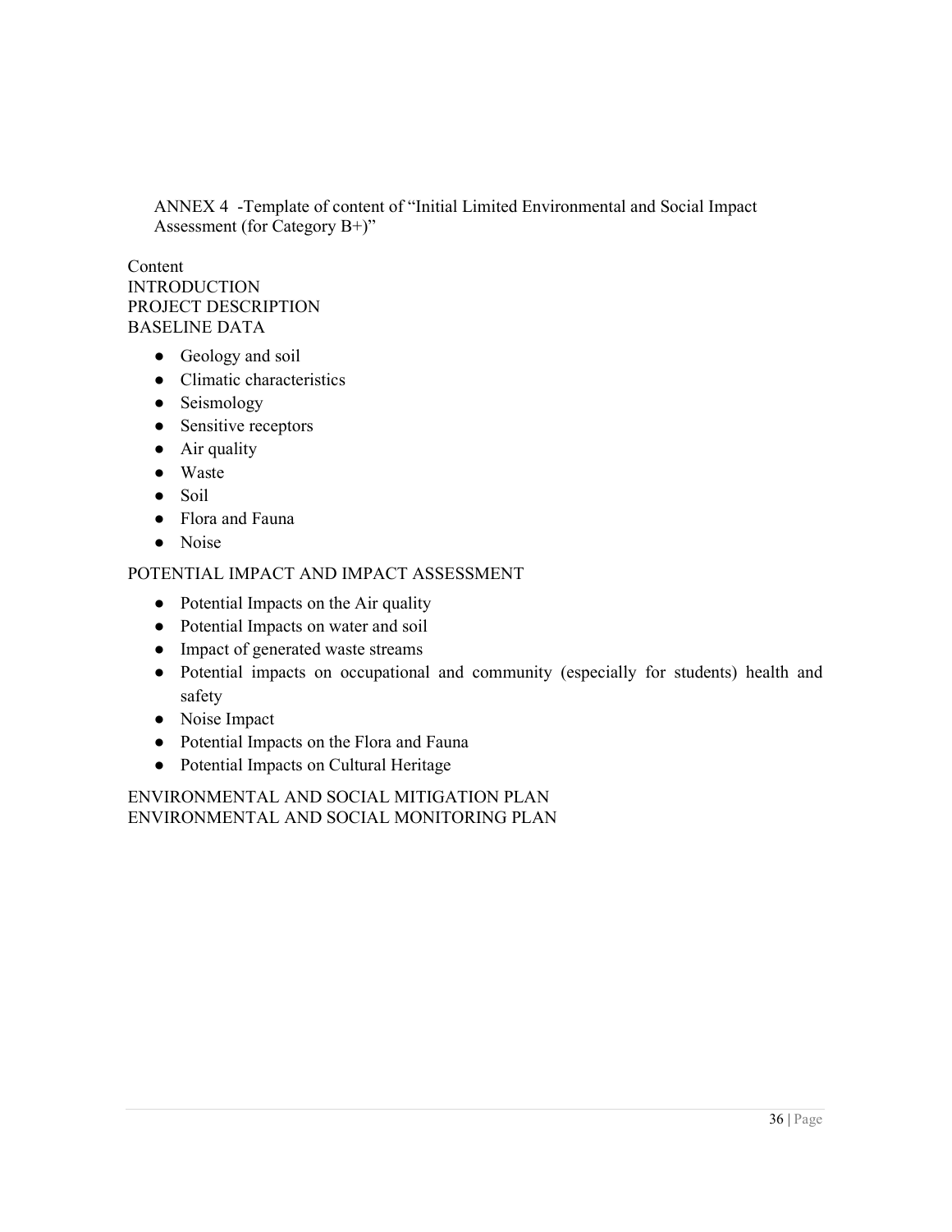## ANNEX 4 -Template of content of "Initial Limited Environmental and Social Impact Assessment (for Category B+)"

Content

INTRODUCTION

PROJECT DESCRIPTION

BASELINE DATA

- Geology and soil
- Climatic characteristics
- Seismology
- Sensitive receptors
- Air quality
- Waste
- Soil
- Flora and Fauna
- Noise

POTENTIAL IMPACT AND IMPACT ASSESSMENT

- Potential Impacts on the Air quality
- Potential Impacts on water and soil
- Impact of generated waste streams
- Potential impacts on occupational and community (especially for students) health and safety
- Noise Impact
- Potential Impacts on the Flora and Fauna
- Potential Impacts on Cultural Heritage

ENVIRONMENTAL AND SOCIAL MITIGATION PLAN

ENVIRONMENTAL AND SOCIAL MONITORING PLAN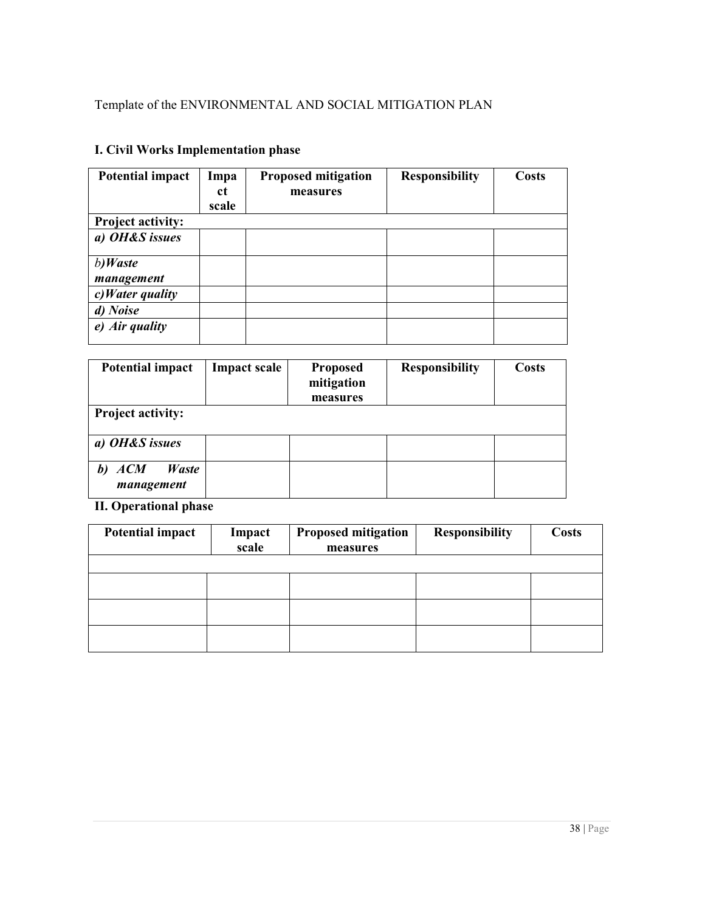Template of the ENVIRONMENTAL AND SOCIAL MITIGATION PLAN

### I. Civil Works Implementation phase

| Potential impact | Impact scale | Proposed mitigation measures | Responsibility | Costs |
|---|---|---|---|---|
| **Project activity:** | | | | |
| ***a) OH&S issues*** | | | | |
| *b)**Waste management*** | | | | |
| ***c)Water quality*** | | | | |
| ***d) Noise*** | | | | |
| ***e) Air quality*** | | | | |

| Potential impact | Impact scale | Proposed mitigation measures | Responsibility | Costs |
|---|---|---|---|---|
| **Project activity:** | | | | |
| ***a) OH&S issues*** | | | | |
| ***b) ACM Waste management*** | | | | |

### II. Operational phase

| Potential impact | Impact scale | Proposed mitigation measures | Responsibility | Costs |
|---|---|---|---|---|
| | | | | |
| | | | | |
| | | | | |
| | | | | |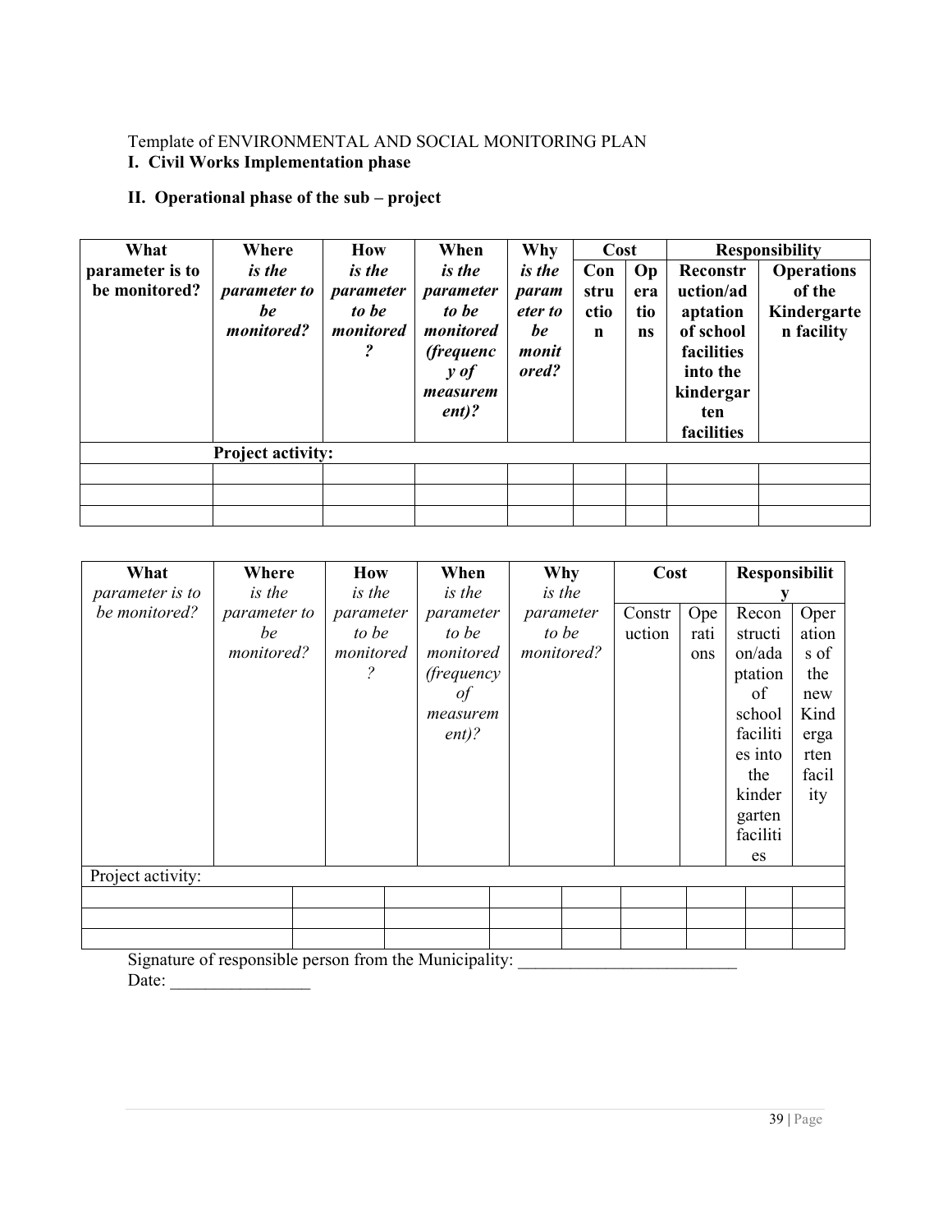Template of ENVIRONMENTAL AND SOCIAL MONITORING PLAN

**I. Civil Works Implementation phase**

**II. Operational phase of the sub – project**

| **What parameter is to be monitored?** | **Where** ***is the parameter to be monitored?*** | **How** ***is the parameter to be monitored?*** | **When** ***is the parameter to be monitored (frequency of measurement)?*** | **Why** ***is the parameter to be monitored?*** | **Cost** | | **Responsibility** | |
|---|---|---|---|---|---|---|---|---|
| | | | | | **Construction** | **Operations** | **Reconstruction/adaptation of school facilities into the kindergarten facilities** | **Operations of the Kindergarten facility** |
| | **Project activity:** | | | | | | | |
| | | | | | | | | |
| | | | | | | | | |
| | | | | | | | | |

| **What** *parameter is to be monitored?* | **Where** *is the parameter to be monitored?* | **How** *is the parameter to be monitored?* | **When** *is the parameter to be monitored (frequency of measurement)?* | **Why** *is the parameter to be monitored?* | **Cost** | | **Responsibility** | |
|---|---|---|---|---|---|---|---|---|
| | | | | | Construction | Operations | Reconstruction/adaptation of school facilities into the kindergarten facilities | Operations of the new Kindergarten facility |
| Project activity: | | | | | | | | |
| | | | | | | | | |
| | | | | | | | | |
| | | | | | | | | |

Signature of responsible person from the Municipality: _________________________

Date: ________________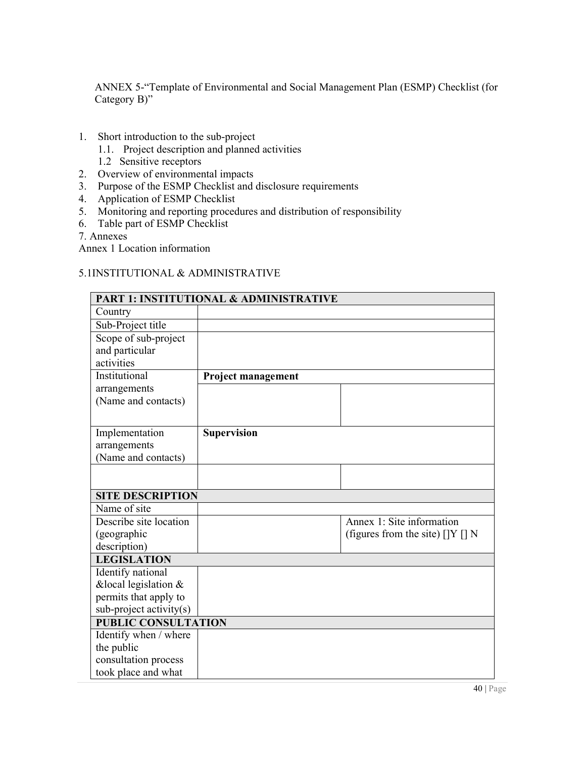ANNEX 5-"Template of Environmental and Social Management Plan (ESMP) Checklist (for Category B)"

1. Short introduction to the sub-project
   1.1. Project description and planned activities
   1.2 Sensitive receptors
2. Overview of environmental impacts
3. Purpose of the ESMP Checklist and disclosure requirements
4. Application of ESMP Checklist
5. Monitoring and reporting procedures and distribution of responsibility
6. Table part of ESMP Checklist

7. Annexes

Annex 1 Location information

5.1INSTITUTIONAL & ADMINISTRATIVE

| **PART 1: INSTITUTIONAL & ADMINISTRATIVE** | | |
|---|---|---|
| Country | | |
| Sub-Project title | | |
| Scope of sub-project and particular activities | | |
| Institutional arrangements (Name and contacts) | **Project management** | |
| | | |
| Implementation arrangements (Name and contacts) | **Supervision** | |
| | | |
| **SITE DESCRIPTION** | | |
| Name of site | | |
| Describe site location (geographic description) | | Annex 1: Site information (figures from the site) []Y [] N |
| **LEGISLATION** | | |
| Identify national &local legislation & permits that apply to sub-project activity(s) | | |
| **PUBLIC CONSULTATION** | | |
| Identify when / where the public consultation process took place and what | | |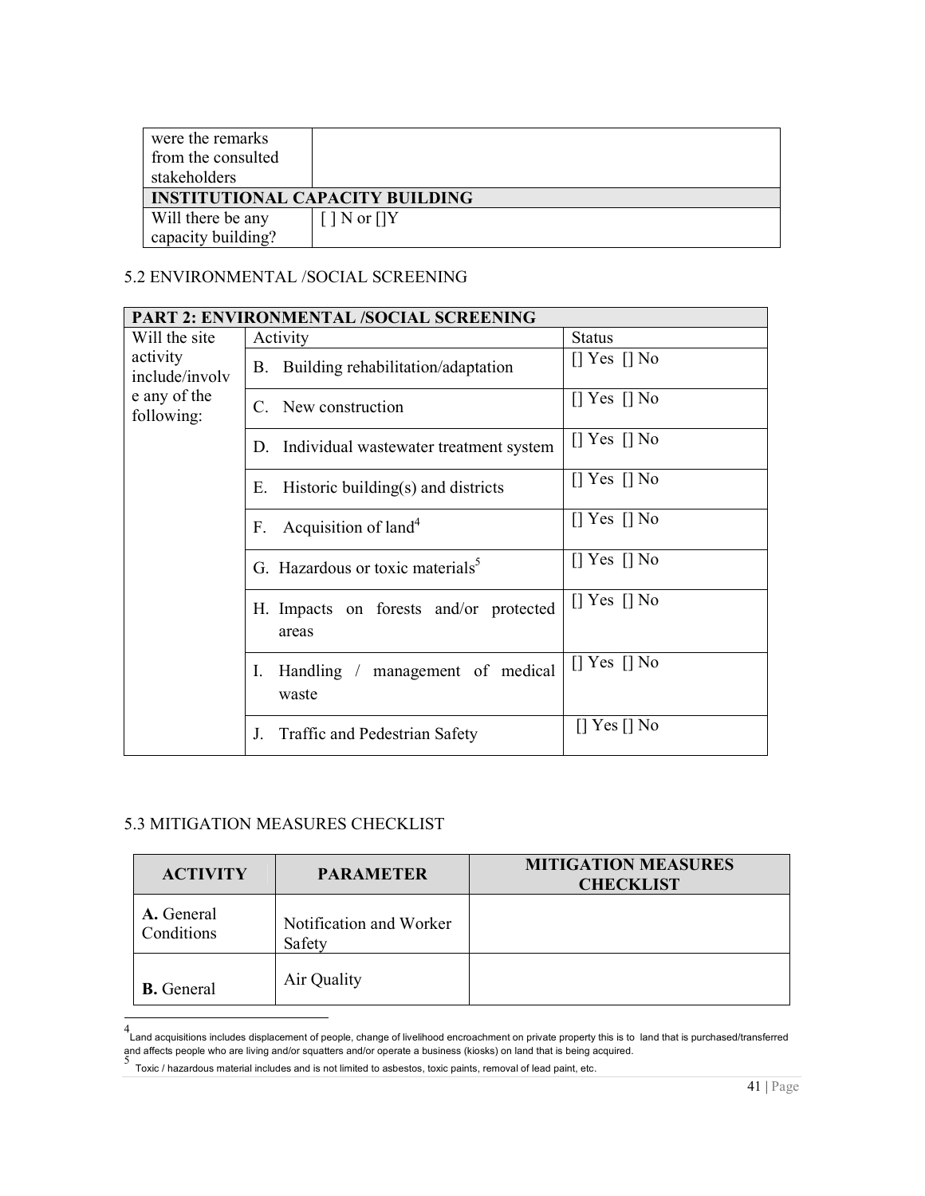| were the remarks from the consulted stakeholders | |
|---|---|
| **INSTITUTIONAL CAPACITY BUILDING** | |
| Will there be any capacity building? | [ ] N or []Y |

## 5.2 ENVIRONMENTAL /SOCIAL SCREENING

| **PART 2: ENVIRONMENTAL /SOCIAL SCREENING** | | |
|---|---|---|
| Will the site activity include/involve any of the following: | Activity | Status |
| | B. Building rehabilitation/adaptation | [] Yes [] No |
| | C. New construction | [] Yes [] No |
| | D. Individual wastewater treatment system | [] Yes [] No |
| | E. Historic building(s) and districts | [] Yes [] No |
| | F. Acquisition of land[4] | [] Yes [] No |
| | G. Hazardous or toxic materials[5] | [] Yes [] No |
| | H. Impacts on forests and/or protected areas | [] Yes [] No |
| | I. Handling / management of medical waste | [] Yes [] No |
| | J. Traffic and Pedestrian Safety | [] Yes [] No |

## 5.3 MITIGATION MEASURES CHECKLIST

| ACTIVITY | PARAMETER | MITIGATION MEASURES CHECKLIST |
|---|---|---|
| **A.** General Conditions | Notification and Worker Safety | |
| **B.** General | Air Quality | |

[4] Land acquisitions includes displacement of people, change of livelihood encroachment on private property this is to land that is purchased/transferred and affects people who are living and/or squatters and/or operate a business (kiosks) on land that is being acquired.

[5] Toxic / hazardous material includes and is not limited to asbestos, toxic paints, removal of lead paint, etc.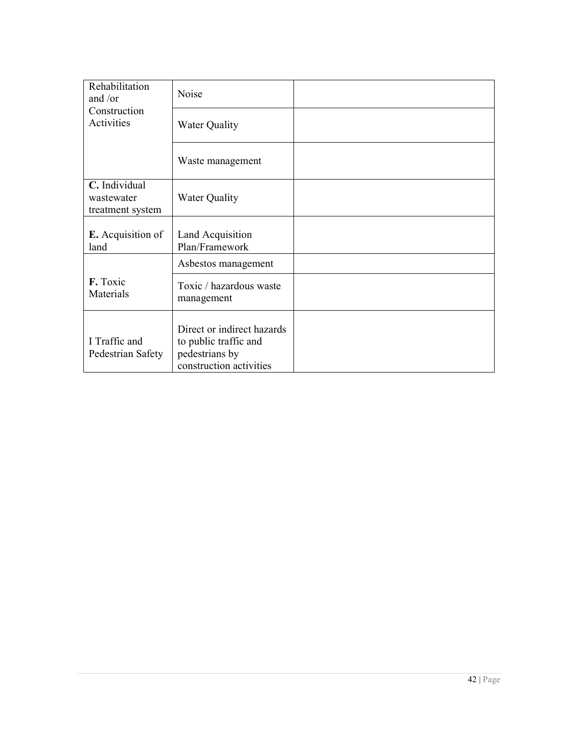| Rehabilitation and /or Construction Activities | Noise | |
|---|---|---|
| | Water Quality | |
| | Waste management | |
| **C.** Individual wastewater treatment system | Water Quality | |
| **E.** Acquisition of land | Land Acquisition Plan/Framework | |
| **F.** Toxic Materials | Asbestos management | |
| | Toxic / hazardous waste management | |
| I Traffic and Pedestrian Safety | Direct or indirect hazards to public traffic and pedestrians by construction activities | |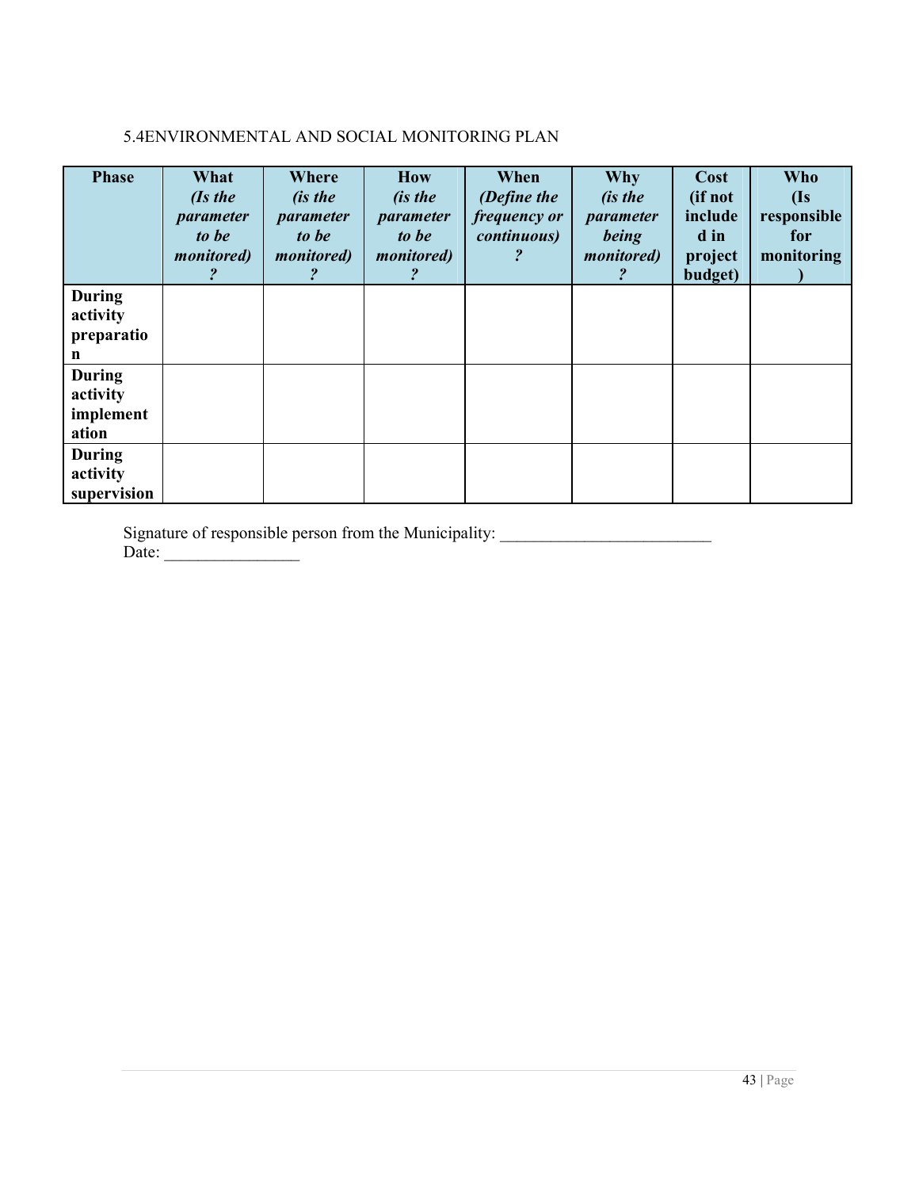## 5.4ENVIRONMENTAL AND SOCIAL MONITORING PLAN

| Phase | What *(Is the parameter to be monitored)?* | Where *(is the parameter to be monitored)?* | How *(is the parameter to be monitored)?* | When *(Define the frequency or continuous)?* | Why *(is the parameter being monitored)?* | Cost (if not included in project budget) | Who (Is responsible for monitoring) |
|---|---|---|---|---|---|---|---|
| **During activity preparation** | | | | | | | |
| **During activity implementation** | | | | | | | |
| **During activity supervision** | | | | | | | |

Signature of responsible person from the Municipality: _________________________
Date: ________________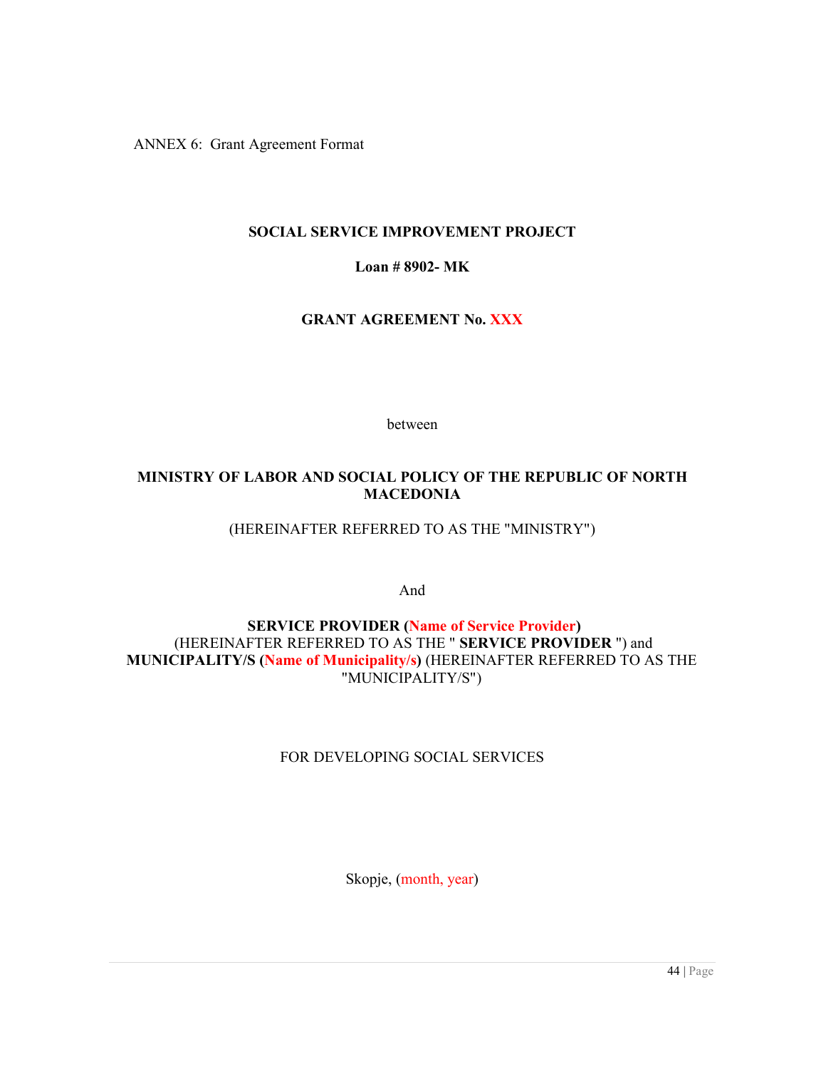ANNEX 6: Grant Agreement Format

**SOCIAL SERVICE IMPROVEMENT PROJECT**

**Loan # 8902- MK**

**GRANT AGREEMENT No. XXX**

between

**MINISTRY OF LABOR AND SOCIAL POLICY OF THE REPUBLIC OF NORTH MACEDONIA**

(HEREINAFTER REFERRED TO AS THE "MINISTRY")

And

**SERVICE PROVIDER (Name of Service Provider)**
(HEREINAFTER REFERRED TO AS THE " **SERVICE PROVIDER** ") and
**MUNICIPALITY/S (Name of Municipality/s)** (HEREINAFTER REFERRED TO AS THE "MUNICIPALITY/S")

FOR DEVELOPING SOCIAL SERVICES

Skopje, (month, year)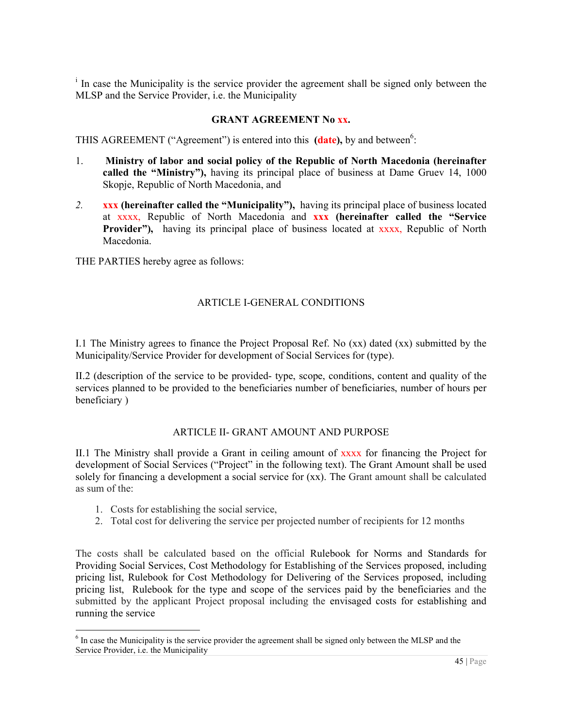[i] In case the Municipality is the service provider the agreement shall be signed only between the MLSP and the Service Provider, i.e. the Municipality

**GRANT AGREEMENT No xx.**

THIS AGREEMENT ("Agreement") is entered into this **(date),** by and between[6]:

1. **Ministry of labor and social policy of the Republic of North Macedonia (hereinafter called the "Ministry"),** having its principal place of business at Dame Gruev 14, 1000 Skopje, Republic of North Macedonia, and

2. **xxx (hereinafter called the "Municipality"),** having its principal place of business located at xxxx, Republic of North Macedonia and **xxx (hereinafter called the "Service Provider"),** having its principal place of business located at xxxx, Republic of North Macedonia.

THE PARTIES hereby agree as follows:

## ARTICLE I-GENERAL CONDITIONS

I.1 The Ministry agrees to finance the Project Proposal Ref. No (xx) dated (xx) submitted by the Municipality/Service Provider for development of Social Services for (type).

II.2 (description of the service to be provided- type, scope, conditions, content and quality of the services planned to be provided to the beneficiaries number of beneficiaries, number of hours per beneficiary )

## ARTICLE II- GRANT AMOUNT AND PURPOSE

II.1 The Ministry shall provide a Grant in ceiling amount of xxxx for financing the Project for development of Social Services ("Project" in the following text). The Grant Amount shall be used solely for financing a development a social service for (xx). The Grant amount shall be calculated as sum of the:

1. Costs for establishing the social service,
2. Total cost for delivering the service per projected number of recipients for 12 months

The costs shall be calculated based on the official Rulebook for Norms and Standards for Providing Social Services, Cost Methodology for Establishing of the Services proposed, including pricing list, Rulebook for Cost Methodology for Delivering of the Services proposed, including pricing list, Rulebook for the type and scope of the services paid by the beneficiaries and the submitted by the applicant Project proposal including the envisaged costs for establishing and running the service

[6] In case the Municipality is the service provider the agreement shall be signed only between the MLSP and the Service Provider, i.e. the Municipality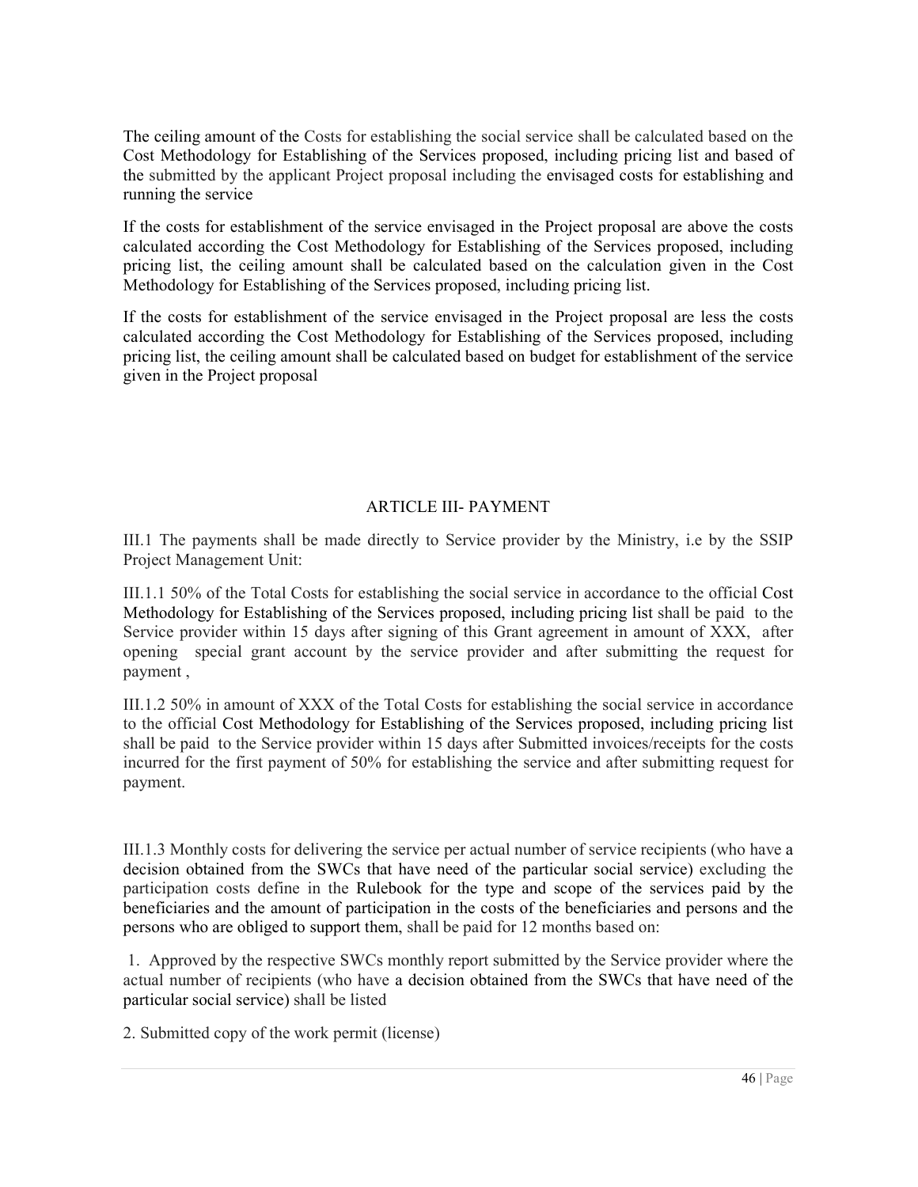The ceiling amount of the Costs for establishing the social service shall be calculated based on the Cost Methodology for Establishing of the Services proposed, including pricing list and based of the submitted by the applicant Project proposal including the envisaged costs for establishing and running the service

If the costs for establishment of the service envisaged in the Project proposal are above the costs calculated according the Cost Methodology for Establishing of the Services proposed, including pricing list, the ceiling amount shall be calculated based on the calculation given in the Cost Methodology for Establishing of the Services proposed, including pricing list.

If the costs for establishment of the service envisaged in the Project proposal are less the costs calculated according the Cost Methodology for Establishing of the Services proposed, including pricing list, the ceiling amount shall be calculated based on budget for establishment of the service given in the Project proposal

## ARTICLE III- PAYMENT

III.1 The payments shall be made directly to Service provider by the Ministry, i.e by the SSIP Project Management Unit:

III.1.1 50% of the Total Costs for establishing the social service in accordance to the official Cost Methodology for Establishing of the Services proposed, including pricing list shall be paid to the Service provider within 15 days after signing of this Grant agreement in amount of XXX, after opening special grant account by the service provider and after submitting the request for payment ,

III.1.2 50% in amount of XXX of the Total Costs for establishing the social service in accordance to the official Cost Methodology for Establishing of the Services proposed, including pricing list shall be paid to the Service provider within 15 days after Submitted invoices/receipts for the costs incurred for the first payment of 50% for establishing the service and after submitting request for payment.

III.1.3 Monthly costs for delivering the service per actual number of service recipients (who have a decision obtained from the SWCs that have need of the particular social service) excluding the participation costs define in the Rulebook for the type and scope of the services paid by the beneficiaries and the amount of participation in the costs of the beneficiaries and persons and the persons who are obliged to support them, shall be paid for 12 months based on:

1. Approved by the respective SWCs monthly report submitted by the Service provider where the actual number of recipients (who have a decision obtained from the SWCs that have need of the particular social service) shall be listed

2. Submitted copy of the work permit (license)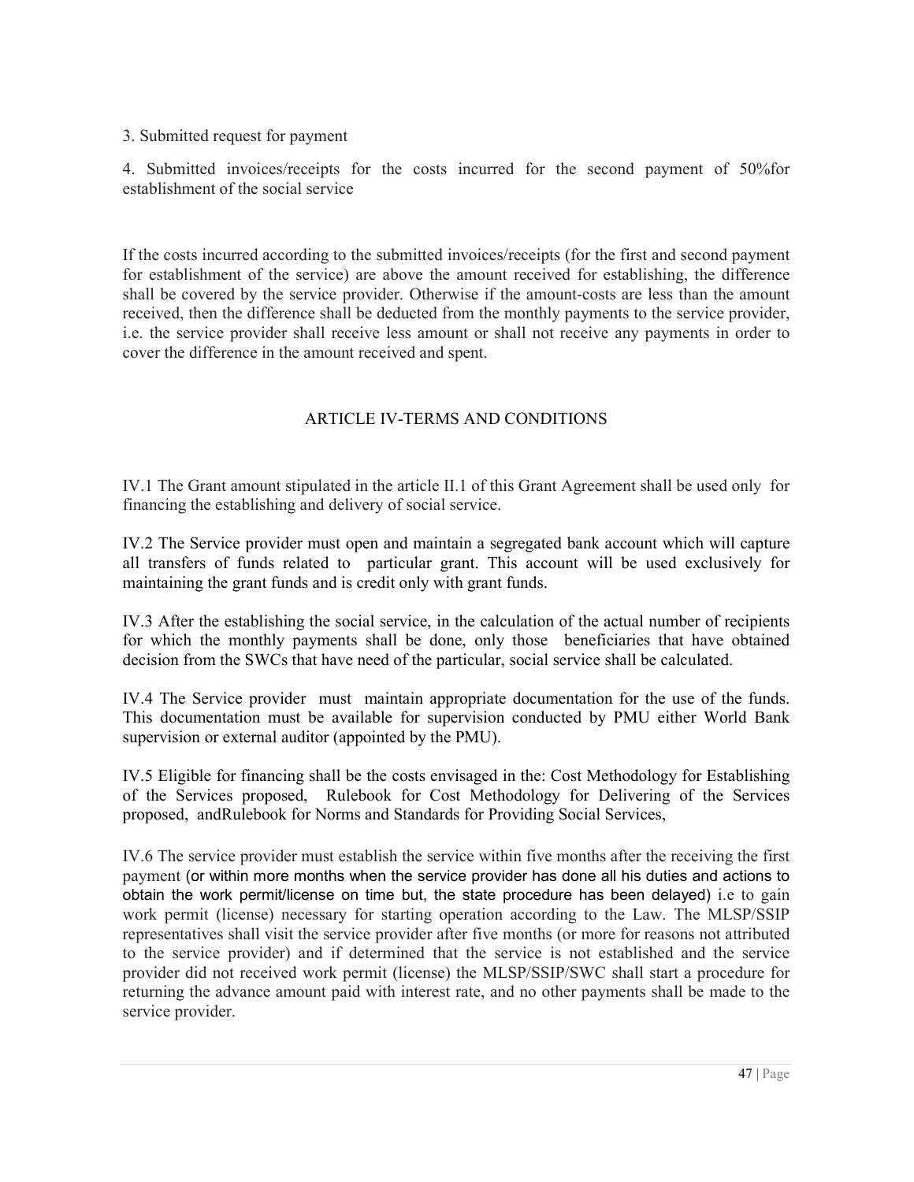3. Submitted request for payment

4. Submitted invoices/receipts for the costs incurred for the second payment of 50%for establishment of the social service

If the costs incurred according to the submitted invoices/receipts (for the first and second payment for establishment of the service) are above the amount received for establishing, the difference shall be covered by the service provider. Otherwise if the amount-costs are less than the amount received, then the difference shall be deducted from the monthly payments to the service provider, i.e. the service provider shall receive less amount or shall not receive any payments in order to cover the difference in the amount received and spent.

## ARTICLE IV-TERMS AND CONDITIONS

IV.1 The Grant amount stipulated in the article II.1 of this Grant Agreement shall be used only for financing the establishing and delivery of social service.

IV.2 The Service provider must open and maintain a segregated bank account which will capture all transfers of funds related to particular grant. This account will be used exclusively for maintaining the grant funds and is credit only with grant funds.

IV.3 After the establishing the social service, in the calculation of the actual number of recipients for which the monthly payments shall be done, only those beneficiaries that have obtained decision from the SWCs that have need of the particular, social service shall be calculated.

IV.4 The Service provider must maintain appropriate documentation for the use of the funds. This documentation must be available for supervision conducted by PMU either World Bank supervision or external auditor (appointed by the PMU).

IV.5 Eligible for financing shall be the costs envisaged in the: Cost Methodology for Establishing of the Services proposed, Rulebook for Cost Methodology for Delivering of the Services proposed, andRulebook for Norms and Standards for Providing Social Services,

IV.6 The service provider must establish the service within five months after the receiving the first payment (or within more months when the service provider has done all his duties and actions to obtain the work permit/license on time but, the state procedure has been delayed) i.e to gain work permit (license) necessary for starting operation according to the Law. The MLSP/SSIP representatives shall visit the service provider after five months (or more for reasons not attributed to the service provider) and if determined that the service is not established and the service provider did not received work permit (license) the MLSP/SSIP/SWC shall start a procedure for returning the advance amount paid with interest rate, and no other payments shall be made to the service provider.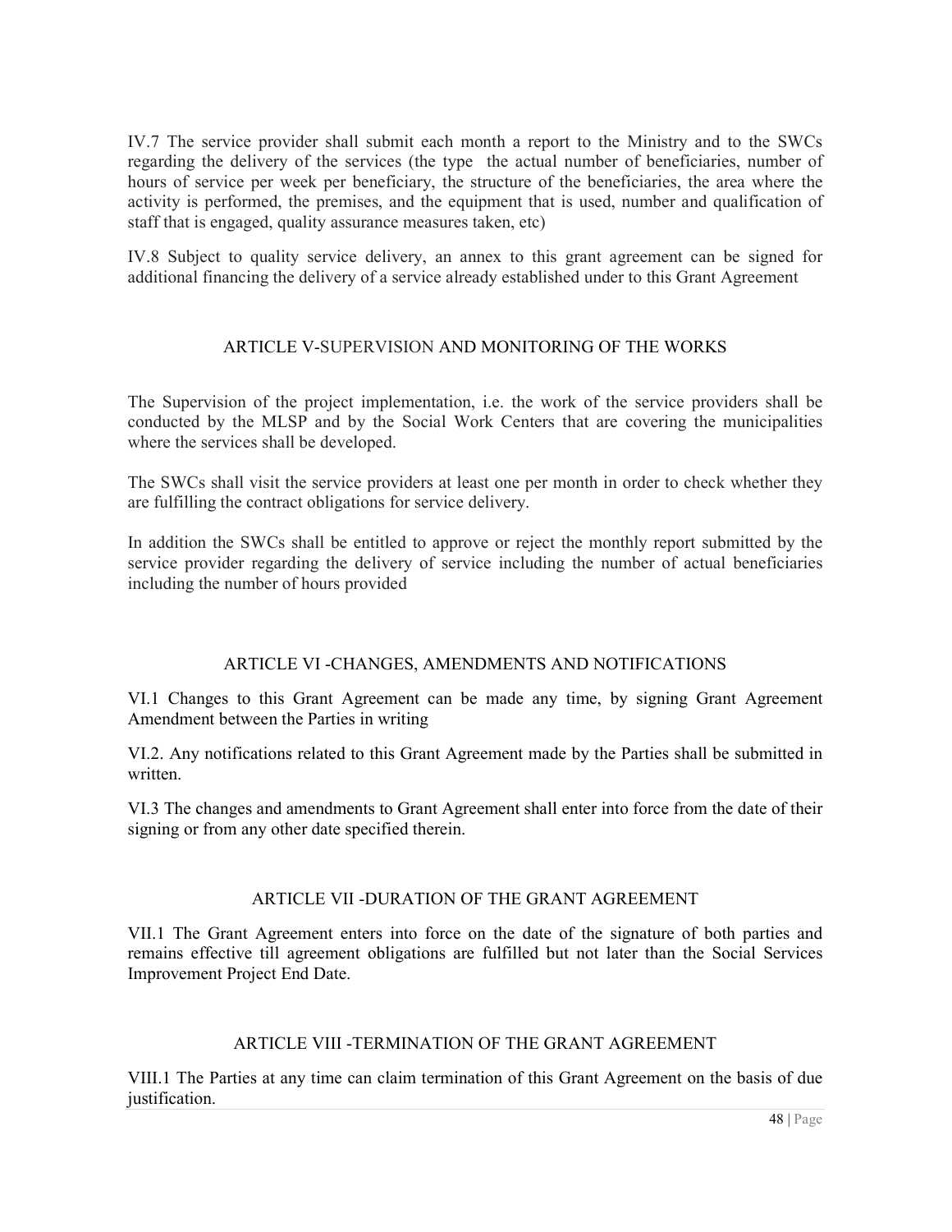IV.7 The service provider shall submit each month a report to the Ministry and to the SWCs regarding the delivery of the services (the type the actual number of beneficiaries, number of hours of service per week per beneficiary, the structure of the beneficiaries, the area where the activity is performed, the premises, and the equipment that is used, number and qualification of staff that is engaged, quality assurance measures taken, etc)

IV.8 Subject to quality service delivery, an annex to this grant agreement can be signed for additional financing the delivery of a service already established under to this Grant Agreement

## ARTICLE V-SUPERVISION AND MONITORING OF THE WORKS

The Supervision of the project implementation, i.e. the work of the service providers shall be conducted by the MLSP and by the Social Work Centers that are covering the municipalities where the services shall be developed.

The SWCs shall visit the service providers at least one per month in order to check whether they are fulfilling the contract obligations for service delivery.

In addition the SWCs shall be entitled to approve or reject the monthly report submitted by the service provider regarding the delivery of service including the number of actual beneficiaries including the number of hours provided

## ARTICLE VI -CHANGES, AMENDMENTS AND NOTIFICATIONS

VI.1 Changes to this Grant Agreement can be made any time, by signing Grant Agreement Amendment between the Parties in writing

VI.2. Any notifications related to this Grant Agreement made by the Parties shall be submitted in written.

VI.3 The changes and amendments to Grant Agreement shall enter into force from the date of their signing or from any other date specified therein.

## ARTICLE VII -DURATION OF THE GRANT AGREEMENT

VII.1 The Grant Agreement enters into force on the date of the signature of both parties and remains effective till agreement obligations are fulfilled but not later than the Social Services Improvement Project End Date.

## ARTICLE VIII -TERMINATION OF THE GRANT AGREEMENT

VIII.1 The Parties at any time can claim termination of this Grant Agreement on the basis of due justification.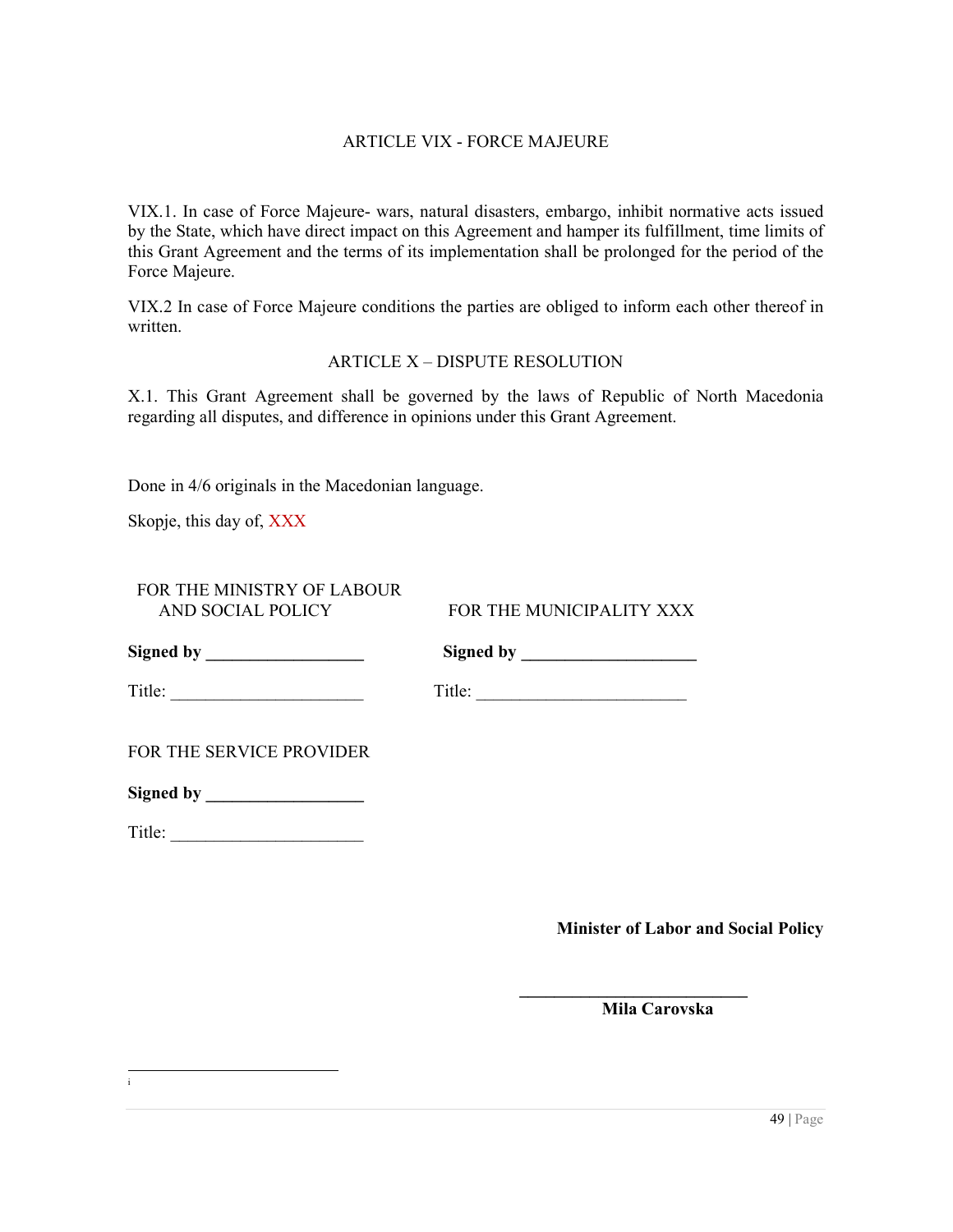## ARTICLE VIX - FORCE MAJEURE

VIX.1. In case of Force Majeure- wars, natural disasters, embargo, inhibit normative acts issued by the State, which have direct impact on this Agreement and hamper its fulfillment, time limits of this Grant Agreement and the terms of its implementation shall be prolonged for the period of the Force Majeure.

VIX.2 In case of Force Majeure conditions the parties are obliged to inform each other thereof in written.

## ARTICLE X – DISPUTE RESOLUTION

X.1. This Grant Agreement shall be governed by the laws of Republic of North Macedonia regarding all disputes, and difference in opinions under this Grant Agreement.

Done in 4/6 originals in the Macedonian language.

Skopje, this day of, XXX

FOR THE MINISTRY OF LABOUR AND SOCIAL POLICY

**Signed by __________________**

Title: ______________________

FOR THE MUNICIPALITY XXX

**Signed by ____________________**

Title: ________________________

FOR THE SERVICE PROVIDER

**Signed by __________________**

Title: ______________________

**Minister of Labor and Social Policy**

**__________________________**

**Mila Carovska**

i